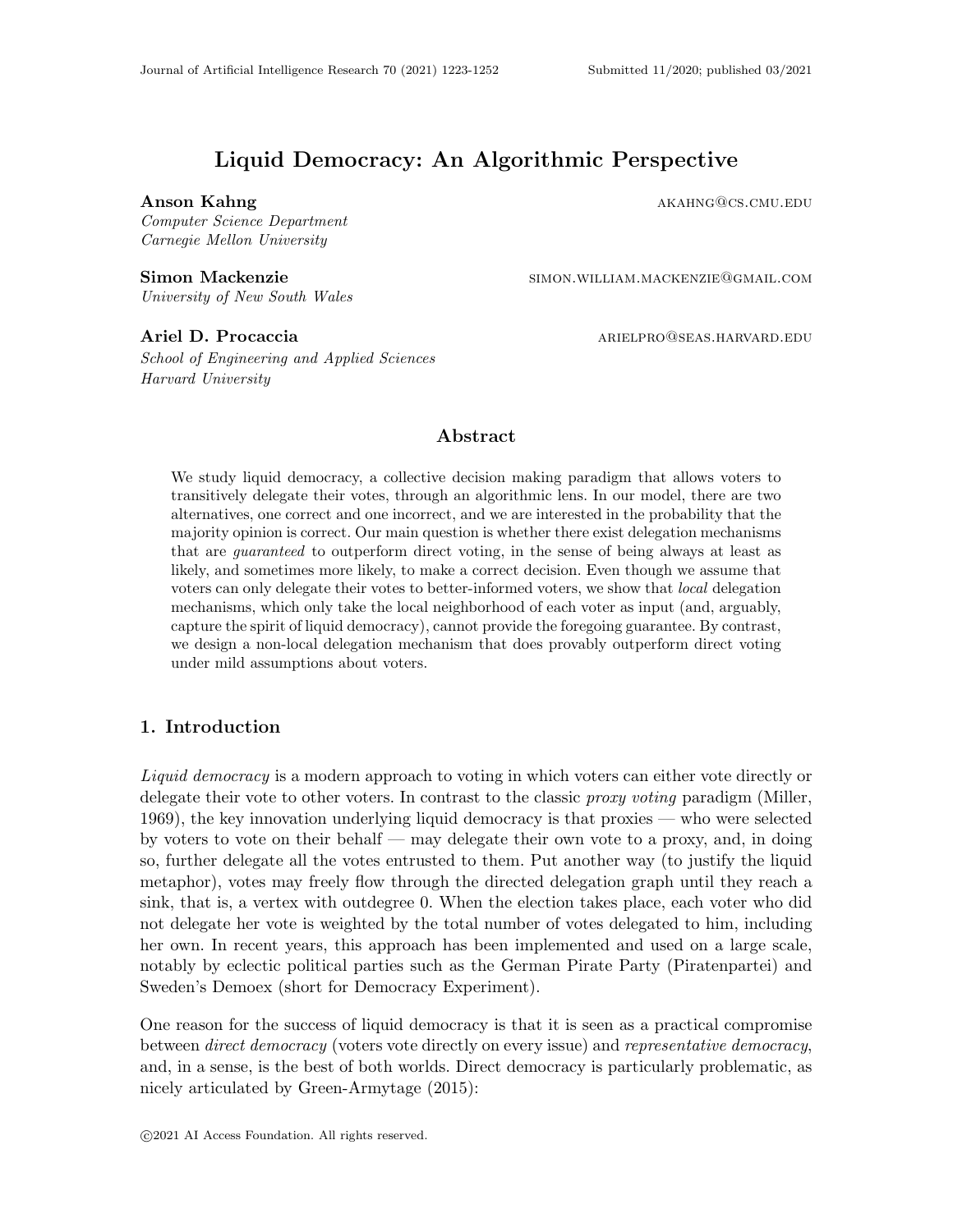# Liquid Democracy: An Algorithmic Perspective

**Anson Kahng** AKAHNG@CS.CMU.EDU
*Computer Science Department*
*Carnegie Mellon University*

**Simon Mackenzie** SIMON.WILLIAM.MACKENZIE@GMAIL.COM
*University of New South Wales*

**Ariel D. Procaccia** ARIELPRO@SEAS.HARVARD.EDU
*School of Engineering and Applied Sciences*
*Harvard University*

## Abstract

We study liquid democracy, a collective decision making paradigm that allows voters to transitively delegate their votes, through an algorithmic lens. In our model, there are two alternatives, one correct and one incorrect, and we are interested in the probability that the majority opinion is correct. Our main question is whether there exist delegation mechanisms that are *guaranteed* to outperform direct voting, in the sense of being always at least as likely, and sometimes more likely, to make a correct decision. Even though we assume that voters can only delegate their votes to better-informed voters, we show that *local* delegation mechanisms, which only take the local neighborhood of each voter as input (and, arguably, capture the spirit of liquid democracy), cannot provide the foregoing guarantee. By contrast, we design a non-local delegation mechanism that does provably outperform direct voting under mild assumptions about voters.

## 1. Introduction

*Liquid democracy* is a modern approach to voting in which voters can either vote directly or delegate their vote to other voters. In contrast to the classic *proxy voting* paradigm (Miller, 1969), the key innovation underlying liquid democracy is that proxies — who were selected by voters to vote on their behalf — may delegate their own vote to a proxy, and, in doing so, further delegate all the votes entrusted to them. Put another way (to justify the liquid metaphor), votes may freely flow through the directed delegation graph until they reach a sink, that is, a vertex with outdegree 0. When the election takes place, each voter who did not delegate her vote is weighted by the total number of votes delegated to him, including her own. In recent years, this approach has been implemented and used on a large scale, notably by eclectic political parties such as the German Pirate Party (Piratenpartei) and Sweden's Demoex (short for Democracy Experiment).

One reason for the success of liquid democracy is that it is seen as a practical compromise between *direct democracy* (voters vote directly on every issue) and *representative democracy*, and, in a sense, is the best of both worlds. Direct democracy is particularly problematic, as nicely articulated by Green-Armytage (2015):

©2021 AI Access Foundation. All rights reserved.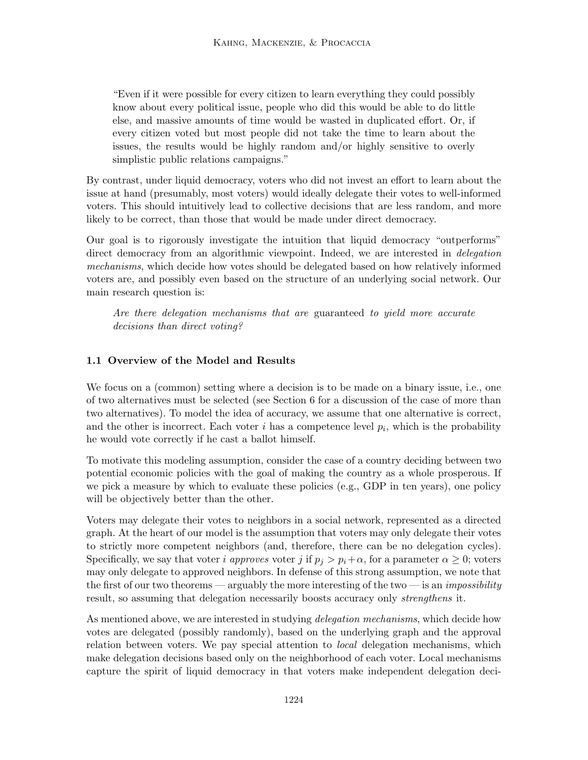> "Even if it were possible for every citizen to learn everything they could possibly know about every political issue, people who did this would be able to do little else, and massive amounts of time would be wasted in duplicated effort. Or, if every citizen voted but most people did not take the time to learn about the issues, the results would be highly random and/or highly sensitive to overly simplistic public relations campaigns."

By contrast, under liquid democracy, voters who did not invest an effort to learn about the issue at hand (presumably, most voters) would ideally delegate their votes to well-informed voters. This should intuitively lead to collective decisions that are less random, and more likely to be correct, than those that would be made under direct democracy.

Our goal is to rigorously investigate the intuition that liquid democracy "outperforms" direct democracy from an algorithmic viewpoint. Indeed, we are interested in *delegation mechanisms*, which decide how votes should be delegated based on how relatively informed voters are, and possibly even based on the structure of an underlying social network. Our main research question is:

> *Are there delegation mechanisms that are* guaranteed *to yield more accurate decisions than direct voting?*

### 1.1 Overview of the Model and Results

We focus on a (common) setting where a decision is to be made on a binary issue, i.e., one of two alternatives must be selected (see Section 6 for a discussion of the case of more than two alternatives). To model the idea of accuracy, we assume that one alternative is correct, and the other is incorrect. Each voter $i$ has a competence level $p_i$, which is the probability he would vote correctly if he cast a ballot himself.

To motivate this modeling assumption, consider the case of a country deciding between two potential economic policies with the goal of making the country as a whole prosperous. If we pick a measure by which to evaluate these policies (e.g., GDP in ten years), one policy will be objectively better than the other.

Voters may delegate their votes to neighbors in a social network, represented as a directed graph. At the heart of our model is the assumption that voters may only delegate their votes to strictly more competent neighbors (and, therefore, there can be no delegation cycles). Specifically, we say that voter $i$ *approves* voter $j$ if $p_j > p_i + \alpha$, for a parameter $\alpha \geq 0$; voters may only delegate to approved neighbors. In defense of this strong assumption, we note that the first of our two theorems — arguably the more interesting of the two — is an *impossibility* result, so assuming that delegation necessarily boosts accuracy only *strengthens* it.

As mentioned above, we are interested in studying *delegation mechanisms*, which decide how votes are delegated (possibly randomly), based on the underlying graph and the approval relation between voters. We pay special attention to *local* delegation mechanisms, which make delegation decisions based only on the neighborhood of each voter. Local mechanisms capture the spirit of liquid democracy in that voters make independent delegation deci-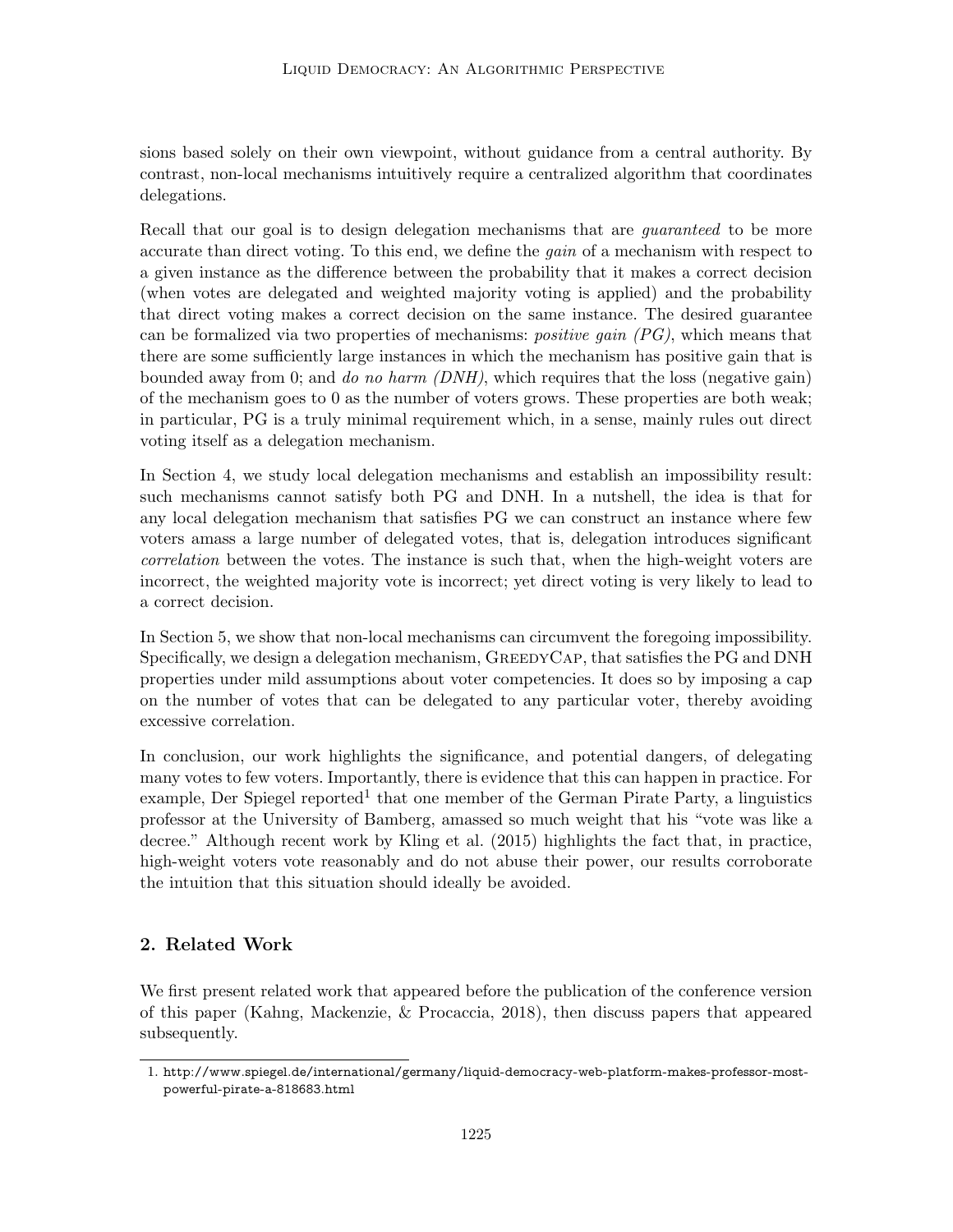sions based solely on their own viewpoint, without guidance from a central authority. By contrast, non-local mechanisms intuitively require a centralized algorithm that coordinates delegations.

Recall that our goal is to design delegation mechanisms that are *guaranteed* to be more accurate than direct voting. To this end, we define the *gain* of a mechanism with respect to a given instance as the difference between the probability that it makes a correct decision (when votes are delegated and weighted majority voting is applied) and the probability that direct voting makes a correct decision on the same instance. The desired guarantee can be formalized via two properties of mechanisms: *positive gain (PG)*, which means that there are some sufficiently large instances in which the mechanism has positive gain that is bounded away from 0; and *do no harm (DNH)*, which requires that the loss (negative gain) of the mechanism goes to 0 as the number of voters grows. These properties are both weak; in particular, PG is a truly minimal requirement which, in a sense, mainly rules out direct voting itself as a delegation mechanism.

In Section 4, we study local delegation mechanisms and establish an impossibility result: such mechanisms cannot satisfy both PG and DNH. In a nutshell, the idea is that for any local delegation mechanism that satisfies PG we can construct an instance where few voters amass a large number of delegated votes, that is, delegation introduces significant *correlation* between the votes. The instance is such that, when the high-weight voters are incorrect, the weighted majority vote is incorrect; yet direct voting is very likely to lead to a correct decision.

In Section 5, we show that non-local mechanisms can circumvent the foregoing impossibility. Specifically, we design a delegation mechanism, GreedyCap, that satisfies the PG and DNH properties under mild assumptions about voter competencies. It does so by imposing a cap on the number of votes that can be delegated to any particular voter, thereby avoiding excessive correlation.

In conclusion, our work highlights the significance, and potential dangers, of delegating many votes to few voters. Importantly, there is evidence that this can happen in practice. For example, Der Spiegel reported[1] that one member of the German Pirate Party, a linguistics professor at the University of Bamberg, amassed so much weight that his "vote was like a decree." Although recent work by Kling et al. (2015) highlights the fact that, in practice, high-weight voters vote reasonably and do not abuse their power, our results corroborate the intuition that this situation should ideally be avoided.

## 2. Related Work

We first present related work that appeared before the publication of the conference version of this paper (Kahng, Mackenzie, & Procaccia, 2018), then discuss papers that appeared subsequently.

1. http://www.spiegel.de/international/germany/liquid-democracy-web-platform-makes-professor-most-powerful-pirate-a-818683.html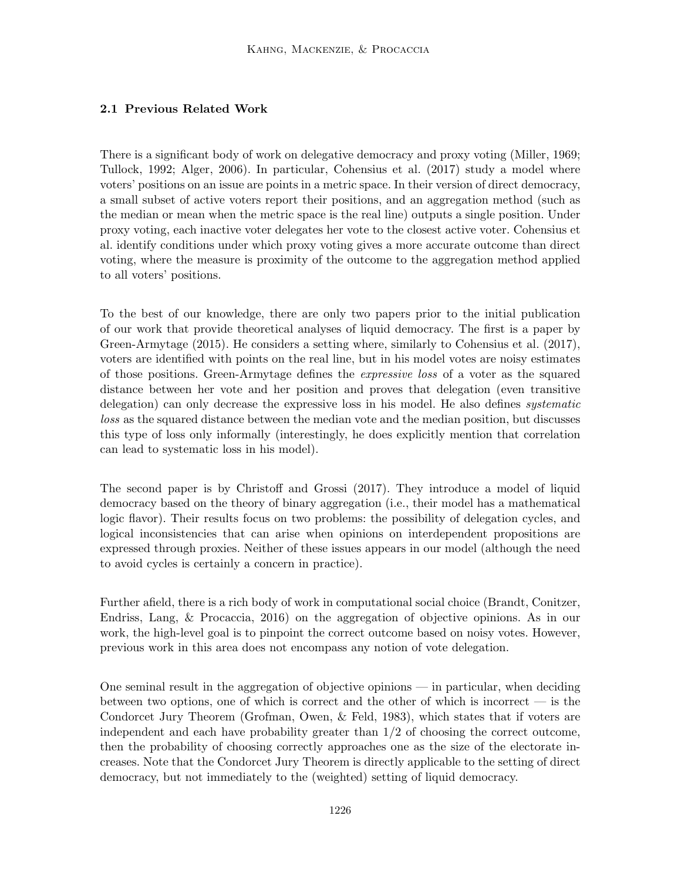### 2.1 Previous Related Work

There is a significant body of work on delegative democracy and proxy voting (Miller, 1969; Tullock, 1992; Alger, 2006). In particular, Cohensius et al. (2017) study a model where voters' positions on an issue are points in a metric space. In their version of direct democracy, a small subset of active voters report their positions, and an aggregation method (such as the median or mean when the metric space is the real line) outputs a single position. Under proxy voting, each inactive voter delegates her vote to the closest active voter. Cohensius et al. identify conditions under which proxy voting gives a more accurate outcome than direct voting, where the measure is proximity of the outcome to the aggregation method applied to all voters' positions.

To the best of our knowledge, there are only two papers prior to the initial publication of our work that provide theoretical analyses of liquid democracy. The first is a paper by Green-Armytage (2015). He considers a setting where, similarly to Cohensius et al. (2017), voters are identified with points on the real line, but in his model votes are noisy estimates of those positions. Green-Armytage defines the *expressive loss* of a voter as the squared distance between her vote and her position and proves that delegation (even transitive delegation) can only decrease the expressive loss in his model. He also defines *systematic loss* as the squared distance between the median vote and the median position, but discusses this type of loss only informally (interestingly, he does explicitly mention that correlation can lead to systematic loss in his model).

The second paper is by Christoff and Grossi (2017). They introduce a model of liquid democracy based on the theory of binary aggregation (i.e., their model has a mathematical logic flavor). Their results focus on two problems: the possibility of delegation cycles, and logical inconsistencies that can arise when opinions on interdependent propositions are expressed through proxies. Neither of these issues appears in our model (although the need to avoid cycles is certainly a concern in practice).

Further afield, there is a rich body of work in computational social choice (Brandt, Conitzer, Endriss, Lang, & Procaccia, 2016) on the aggregation of objective opinions. As in our work, the high-level goal is to pinpoint the correct outcome based on noisy votes. However, previous work in this area does not encompass any notion of vote delegation.

One seminal result in the aggregation of objective opinions — in particular, when deciding between two options, one of which is correct and the other of which is incorrect — is the Condorcet Jury Theorem (Grofman, Owen, & Feld, 1983), which states that if voters are independent and each have probability greater than $1/2$ of choosing the correct outcome, then the probability of choosing correctly approaches one as the size of the electorate increases. Note that the Condorcet Jury Theorem is directly applicable to the setting of direct democracy, but not immediately to the (weighted) setting of liquid democracy.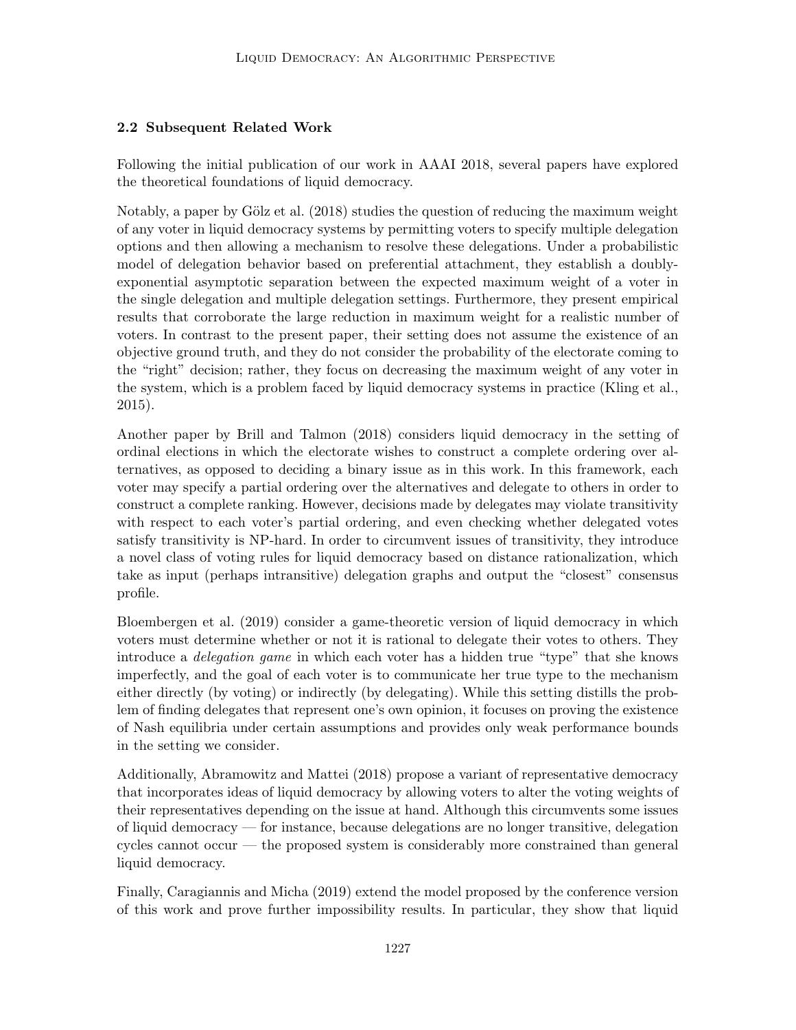### 2.2 Subsequent Related Work

Following the initial publication of our work in AAAI 2018, several papers have explored the theoretical foundations of liquid democracy.

Notably, a paper by Gölz et al. (2018) studies the question of reducing the maximum weight of any voter in liquid democracy systems by permitting voters to specify multiple delegation options and then allowing a mechanism to resolve these delegations. Under a probabilistic model of delegation behavior based on preferential attachment, they establish a doubly-exponential asymptotic separation between the expected maximum weight of a voter in the single delegation and multiple delegation settings. Furthermore, they present empirical results that corroborate the large reduction in maximum weight for a realistic number of voters. In contrast to the present paper, their setting does not assume the existence of an objective ground truth, and they do not consider the probability of the electorate coming to the "right" decision; rather, they focus on decreasing the maximum weight of any voter in the system, which is a problem faced by liquid democracy systems in practice (Kling et al., 2015).

Another paper by Brill and Talmon (2018) considers liquid democracy in the setting of ordinal elections in which the electorate wishes to construct a complete ordering over alternatives, as opposed to deciding a binary issue as in this work. In this framework, each voter may specify a partial ordering over the alternatives and delegate to others in order to construct a complete ranking. However, decisions made by delegates may violate transitivity with respect to each voter's partial ordering, and even checking whether delegated votes satisfy transitivity is NP-hard. In order to circumvent issues of transitivity, they introduce a novel class of voting rules for liquid democracy based on distance rationalization, which take as input (perhaps intransitive) delegation graphs and output the "closest" consensus profile.

Bloembergen et al. (2019) consider a game-theoretic version of liquid democracy in which voters must determine whether or not it is rational to delegate their votes to others. They introduce a *delegation game* in which each voter has a hidden true "type" that she knows imperfectly, and the goal of each voter is to communicate her true type to the mechanism either directly (by voting) or indirectly (by delegating). While this setting distills the problem of finding delegates that represent one's own opinion, it focuses on proving the existence of Nash equilibria under certain assumptions and provides only weak performance bounds in the setting we consider.

Additionally, Abramowitz and Mattei (2018) propose a variant of representative democracy that incorporates ideas of liquid democracy by allowing voters to alter the voting weights of their representatives depending on the issue at hand. Although this circumvents some issues of liquid democracy — for instance, because delegations are no longer transitive, delegation cycles cannot occur — the proposed system is considerably more constrained than general liquid democracy.

Finally, Caragiannis and Micha (2019) extend the model proposed by the conference version of this work and prove further impossibility results. In particular, they show that liquid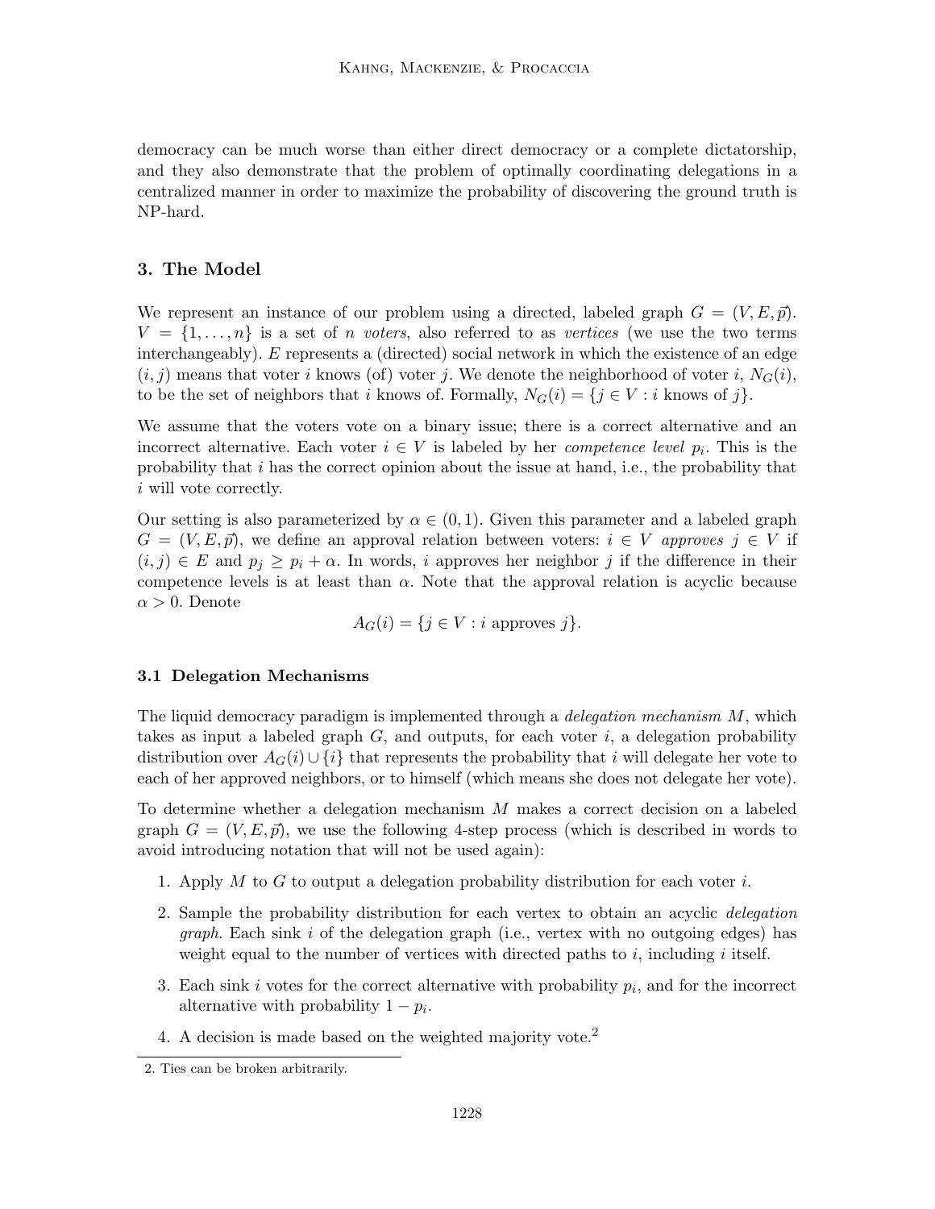democracy can be much worse than either direct democracy or a complete dictatorship, and they also demonstrate that the problem of optimally coordinating delegations in a centralized manner in order to maximize the probability of discovering the ground truth is NP-hard.

## 3. The Model

We represent an instance of our problem using a directed, labeled graph $G = (V, E, \vec{p})$. $V = \{1, \dots, n\}$ is a set of $n$ *voters*, also referred to as *vertices* (we use the two terms interchangeably). $E$ represents a (directed) social network in which the existence of an edge $(i, j)$ means that voter $i$ knows (of) voter $j$. We denote the neighborhood of voter $i$, $N_G(i)$, to be the set of neighbors that $i$ knows of. Formally, $N_G(i) = \{j \in V : i \text{ knows of } j\}$.

We assume that the voters vote on a binary issue; there is a correct alternative and an incorrect alternative. Each voter $i \in V$ is labeled by her *competence level* $p_i$. This is the probability that $i$ has the correct opinion about the issue at hand, i.e., the probability that $i$ will vote correctly.

Our setting is also parameterized by $\alpha \in (0, 1)$. Given this parameter and a labeled graph $G = (V, E, \vec{p})$, we define an approval relation between voters: $i \in V$ *approves* $j \in V$ if $(i, j) \in E$ and $p_j \geq p_i + \alpha$. In words, $i$ approves her neighbor $j$ if the difference in their competence levels is at least than $\alpha$. Note that the approval relation is acyclic because $\alpha > 0$. Denote

$$A_G(i) = \{j \in V : i \text{ approves } j\}.$$

### 3.1 Delegation Mechanisms

The liquid democracy paradigm is implemented through a *delegation mechanism* $M$, which takes as input a labeled graph $G$, and outputs, for each voter $i$, a delegation probability distribution over $A_G(i) \cup \{i\}$ that represents the probability that $i$ will delegate her vote to each of her approved neighbors, or to himself (which means she does not delegate her vote).

To determine whether a delegation mechanism $M$ makes a correct decision on a labeled graph $G = (V, E, \vec{p})$, we use the following 4-step process (which is described in words to avoid introducing notation that will not be used again):

1. Apply $M$ to $G$ to output a delegation probability distribution for each voter $i$.
2. Sample the probability distribution for each vertex to obtain an acyclic *delegation graph*. Each sink $i$ of the delegation graph (i.e., vertex with no outgoing edges) has weight equal to the number of vertices with directed paths to $i$, including $i$ itself.
3. Each sink $i$ votes for the correct alternative with probability $p_i$, and for the incorrect alternative with probability $1 - p_i$.
4. A decision is made based on the weighted majority vote.[2]

[2] Ties can be broken arbitrarily.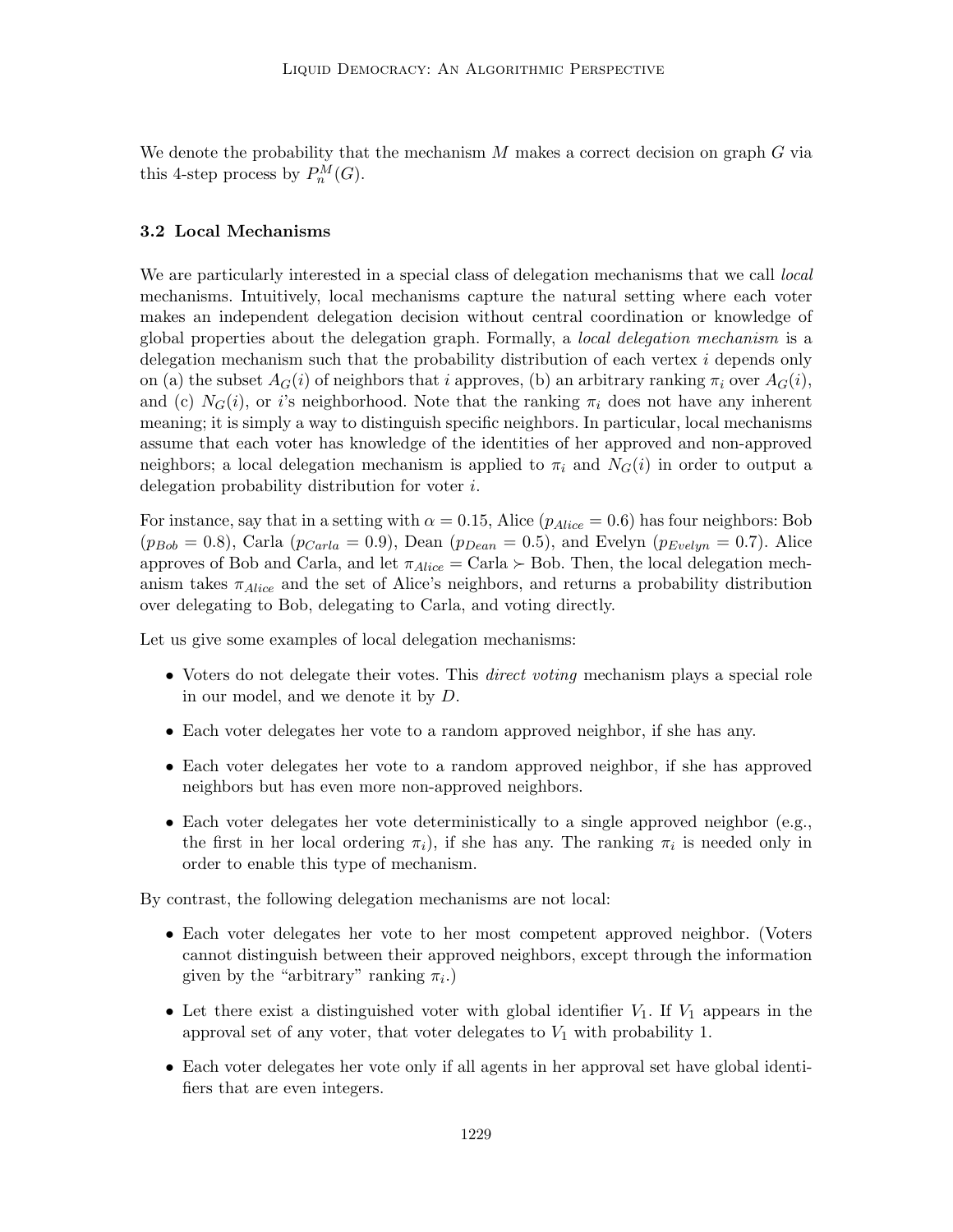We denote the probability that the mechanism $M$ makes a correct decision on graph $G$ via this 4-step process by $P_n^M(G)$.

### 3.2 Local Mechanisms

We are particularly interested in a special class of delegation mechanisms that we call *local* mechanisms. Intuitively, local mechanisms capture the natural setting where each voter makes an independent delegation decision without central coordination or knowledge of global properties about the delegation graph. Formally, a *local delegation mechanism* is a delegation mechanism such that the probability distribution of each vertex $i$ depends only on (a) the subset $A_G(i)$ of neighbors that $i$ approves, (b) an arbitrary ranking $\pi_i$ over $A_G(i)$, and (c) $N_G(i)$, or $i$'s neighborhood. Note that the ranking $\pi_i$ does not have any inherent meaning; it is simply a way to distinguish specific neighbors. In particular, local mechanisms assume that each voter has knowledge of the identities of her approved and non-approved neighbors; a local delegation mechanism is applied to $\pi_i$ and $N_G(i)$ in order to output a delegation probability distribution for voter $i$.

For instance, say that in a setting with $\alpha = 0.15$, Alice ($p_{Alice} = 0.6$) has four neighbors: Bob ($p_{Bob} = 0.8$), Carla ($p_{Carla} = 0.9$), Dean ($p_{Dean} = 0.5$), and Evelyn ($p_{Evelyn} = 0.7$). Alice approves of Bob and Carla, and let $\pi_{Alice} = \text{Carla} \succ \text{Bob}$. Then, the local delegation mechanism takes $\pi_{Alice}$ and the set of Alice's neighbors, and returns a probability distribution over delegating to Bob, delegating to Carla, and voting directly.

Let us give some examples of local delegation mechanisms:

- Voters do not delegate their votes. This *direct voting* mechanism plays a special role in our model, and we denote it by $D$.
- Each voter delegates her vote to a random approved neighbor, if she has any.
- Each voter delegates her vote to a random approved neighbor, if she has approved neighbors but has even more non-approved neighbors.
- Each voter delegates her vote deterministically to a single approved neighbor (e.g., the first in her local ordering $\pi_i$), if she has any. The ranking $\pi_i$ is needed only in order to enable this type of mechanism.

By contrast, the following delegation mechanisms are not local:

- Each voter delegates her vote to her most competent approved neighbor. (Voters cannot distinguish between their approved neighbors, except through the information given by the "arbitrary" ranking $\pi_i$.)
- Let there exist a distinguished voter with global identifier $V_1$. If $V_1$ appears in the approval set of any voter, that voter delegates to $V_1$ with probability 1.
- Each voter delegates her vote only if all agents in her approval set have global identifiers that are even integers.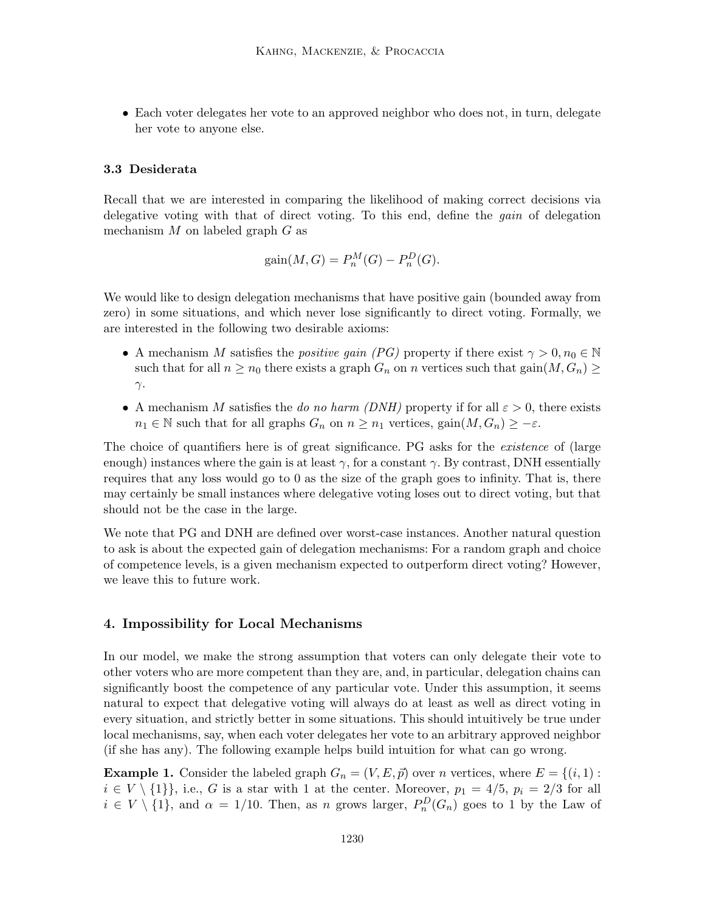- Each voter delegates her vote to an approved neighbor who does not, in turn, delegate her vote to anyone else.

### 3.3 Desiderata

Recall that we are interested in comparing the likelihood of making correct decisions via delegative voting with that of direct voting. To this end, define the *gain* of delegation mechanism $M$ on labeled graph $G$ as

$$\text{gain}(M, G) = P_n^M(G) - P_n^D(G).$$

We would like to design delegation mechanisms that have positive gain (bounded away from zero) in some situations, and which never lose significantly to direct voting. Formally, we are interested in the following two desirable axioms:

- A mechanism $M$ satisfies the *positive gain (PG)* property if there exist $\gamma > 0, n_0 \in \mathbb{N}$ such that for all $n \geq n_0$ there exists a graph $G_n$ on $n$ vertices such that $\text{gain}(M, G_n) \geq \gamma$.
- A mechanism $M$ satisfies the *do no harm (DNH)* property if for all $\varepsilon > 0$, there exists $n_1 \in \mathbb{N}$ such that for all graphs $G_n$ on $n \geq n_1$ vertices, $\text{gain}(M, G_n) \geq -\varepsilon$.

The choice of quantifiers here is of great significance. PG asks for the *existence* of (large enough) instances where the gain is at least $\gamma$, for a constant $\gamma$. By contrast, DNH essentially requires that any loss would go to 0 as the size of the graph goes to infinity. That is, there may certainly be small instances where delegative voting loses out to direct voting, but that should not be the case in the large.

We note that PG and DNH are defined over worst-case instances. Another natural question to ask is about the expected gain of delegation mechanisms: For a random graph and choice of competence levels, is a given mechanism expected to outperform direct voting? However, we leave this to future work.

## 4. Impossibility for Local Mechanisms

In our model, we make the strong assumption that voters can only delegate their vote to other voters who are more competent than they are, and, in particular, delegation chains can significantly boost the competence of any particular vote. Under this assumption, it seems natural to expect that delegative voting will always do at least as well as direct voting in every situation, and strictly better in some situations. This should intuitively be true under local mechanisms, say, when each voter delegates her vote to an arbitrary approved neighbor (if she has any). The following example helps build intuition for what can go wrong.

**Example 1.** Consider the labeled graph $G_n = (V, E, \vec{p})$ over $n$ vertices, where $E = \{(i, 1) : i \in V \setminus \{1\}\}$, i.e., $G$ is a star with 1 at the center. Moreover, $p_1 = 4/5$, $p_i = 2/3$ for all $i \in V \setminus \{1\}$, and $\alpha = 1/10$. Then, as $n$ grows larger, $P_n^D(G_n)$ goes to 1 by the Law of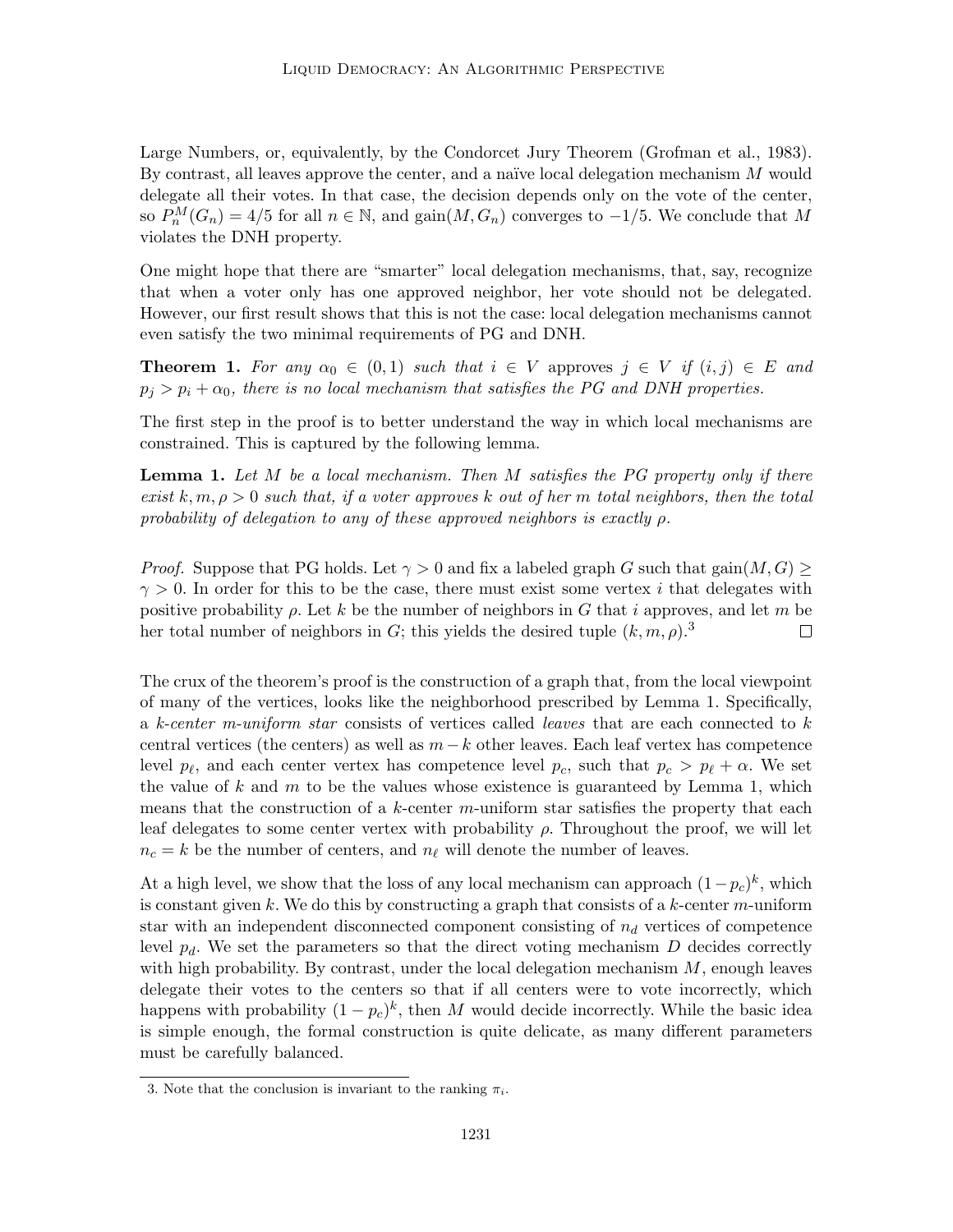Large Numbers, or, equivalently, by the Condorcet Jury Theorem (Grofman et al., 1983). By contrast, all leaves approve the center, and a naïve local delegation mechanism $M$ would delegate all their votes. In that case, the decision depends only on the vote of the center, so $P_n^M(G_n) = 4/5$ for all $n \in \mathbb{N}$, and $\text{gain}(M, G_n)$ converges to $-1/5$. We conclude that $M$ violates the DNH property.

One might hope that there are "smarter" local delegation mechanisms, that, say, recognize that when a voter only has one approved neighbor, her vote should not be delegated. However, our first result shows that this is not the case: local delegation mechanisms cannot even satisfy the two minimal requirements of PG and DNH.

**Theorem 1.** *For any $\alpha_0 \in (0, 1)$ such that $i \in V$ approves $j \in V$ if $(i, j) \in E$ and $p_j > p_i + \alpha_0$, there is no local mechanism that satisfies the PG and DNH properties.*

The first step in the proof is to better understand the way in which local mechanisms are constrained. This is captured by the following lemma.

**Lemma 1.** *Let $M$ be a local mechanism. Then $M$ satisfies the PG property only if there exist $k, m, \rho > 0$ such that, if a voter approves $k$ out of her $m$ total neighbors, then the total probability of delegation to any of these approved neighbors is exactly $\rho$.*

*Proof.* Suppose that PG holds. Let $\gamma > 0$ and fix a labeled graph $G$ such that $\text{gain}(M, G) \geq \gamma > 0$. In order for this to be the case, there must exist some vertex $i$ that delegates with positive probability $\rho$. Let $k$ be the number of neighbors in $G$ that $i$ approves, and let $m$ be her total number of neighbors in $G$; this yields the desired tuple $(k, m, \rho)$.[3] □

The crux of the theorem's proof is the construction of a graph that, from the local viewpoint of many of the vertices, looks like the neighborhood prescribed by Lemma 1. Specifically, a *$k$-center $m$-uniform star* consists of vertices called *leaves* that are each connected to $k$ central vertices (the centers) as well as $m - k$ other leaves. Each leaf vertex has competence level $p_\ell$, and each center vertex has competence level $p_c$, such that $p_c > p_\ell + \alpha$. We set the value of $k$ and $m$ to be the values whose existence is guaranteed by Lemma 1, which means that the construction of a $k$-center $m$-uniform star satisfies the property that each leaf delegates to some center vertex with probability $\rho$. Throughout the proof, we will let $n_c = k$ be the number of centers, and $n_\ell$ will denote the number of leaves.

At a high level, we show that the loss of any local mechanism can approach $(1-p_c)^k$, which is constant given $k$. We do this by constructing a graph that consists of a $k$-center $m$-uniform star with an independent disconnected component consisting of $n_d$ vertices of competence level $p_d$. We set the parameters so that the direct voting mechanism $D$ decides correctly with high probability. By contrast, under the local delegation mechanism $M$, enough leaves delegate their votes to the centers so that if all centers were to vote incorrectly, which happens with probability $(1 - p_c)^k$, then $M$ would decide incorrectly. While the basic idea is simple enough, the formal construction is quite delicate, as many different parameters must be carefully balanced.

3. Note that the conclusion is invariant to the ranking $\pi_i$.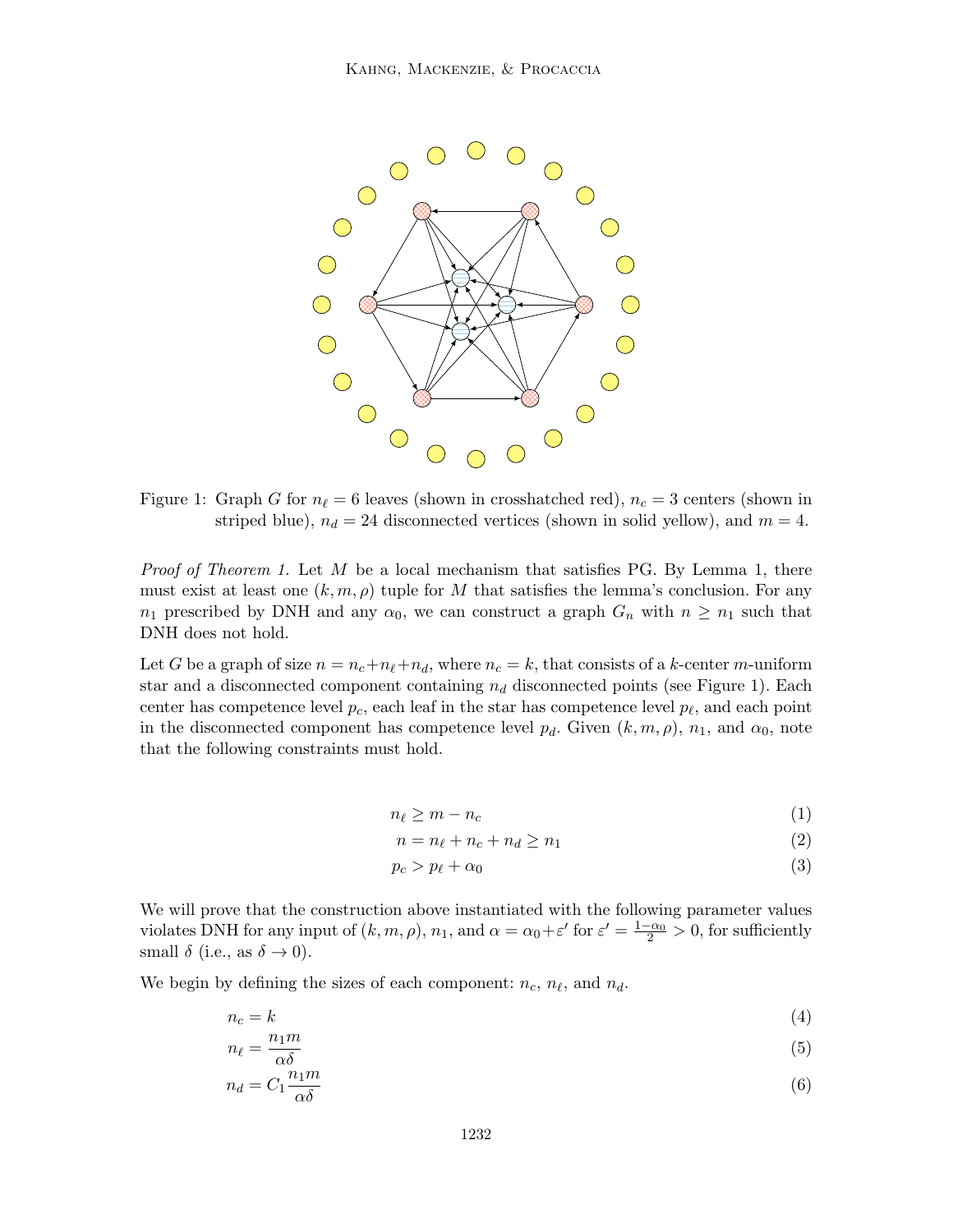Figure 1: Graph $G$ for $n_\ell = 6$ leaves (shown in crosshatched red), $n_c = 3$ centers (shown in striped blue), $n_d = 24$ disconnected vertices (shown in solid yellow), and $m = 4$.

*Proof of Theorem 1.* Let $M$ be a local mechanism that satisfies PG. By Lemma 1, there must exist at least one $(k, m, \rho)$ tuple for $M$ that satisfies the lemma's conclusion. For any $n_1$ prescribed by DNH and any $\alpha_0$, we can construct a graph $G_n$ with $n \geq n_1$ such that DNH does not hold.

Let $G$ be a graph of size $n = n_c + n_\ell + n_d$, where $n_c = k$, that consists of a $k$-center $m$-uniform star and a disconnected component containing $n_d$ disconnected points (see Figure 1). Each center has competence level $p_c$, each leaf in the star has competence level $p_\ell$, and each point in the disconnected component has competence level $p_d$. Given $(k, m, \rho)$, $n_1$, and $\alpha_0$, note that the following constraints must hold.

$$n_\ell \geq m - n_c \tag{1}$$

$$n = n_\ell + n_c + n_d \geq n_1 \tag{2}$$

$$p_c > p_\ell + \alpha_0 \tag{3}$$

We will prove that the construction above instantiated with the following parameter values violates DNH for any input of $(k, m, \rho)$, $n_1$, and $\alpha = \alpha_0 + \varepsilon'$ for $\varepsilon' = \frac{1-\alpha_0}{2} > 0$, for sufficiently small $\delta$ (i.e., as $\delta \to 0$).

We begin by defining the sizes of each component: $n_c$, $n_\ell$, and $n_d$.

$$n_c = k \tag{4}$$

$$n_\ell = \frac{n_1 m}{\alpha \delta} \tag{5}$$

$$n_d = C_1 \frac{n_1 m}{\alpha \delta} \tag{6}$$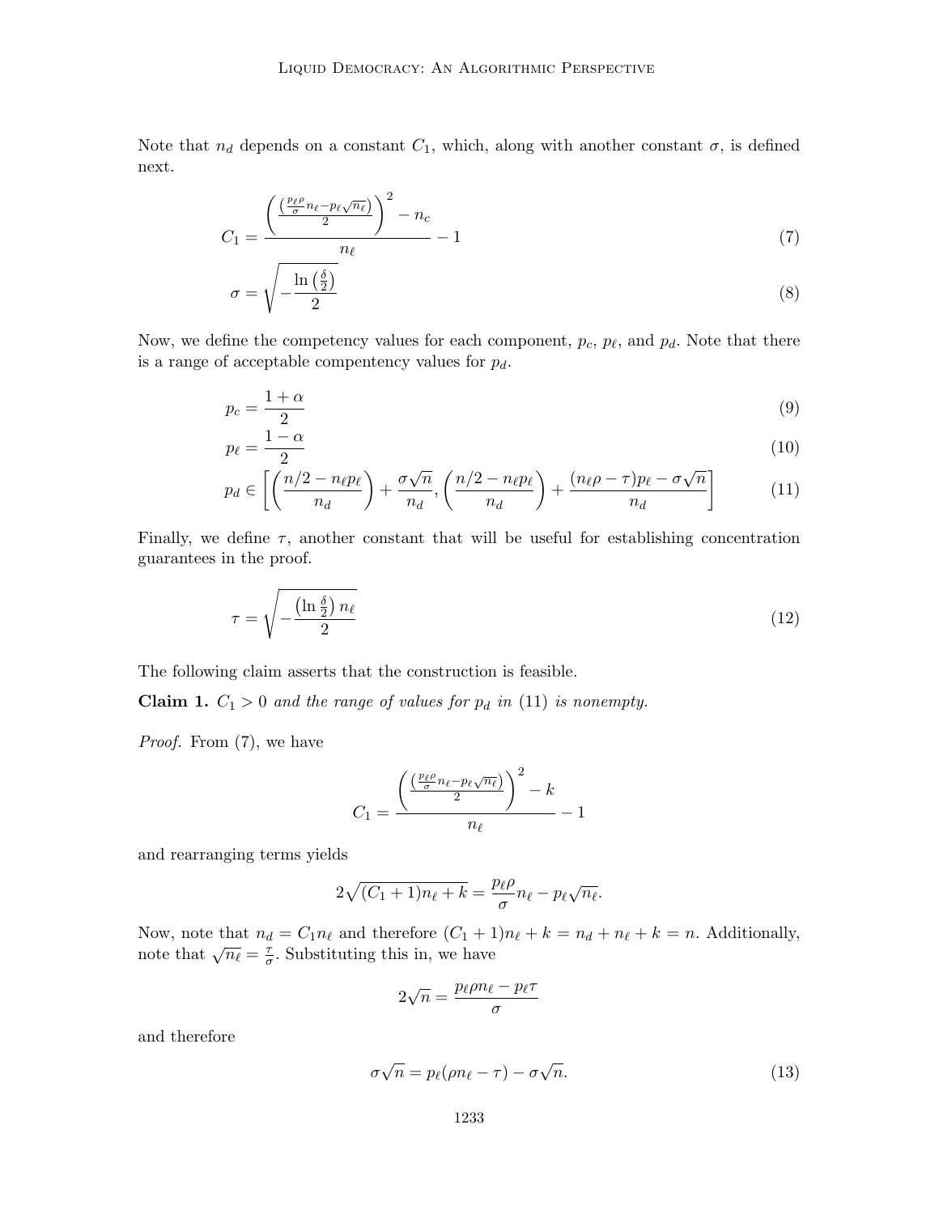Note that $n_d$ depends on a constant $C_1$, which, along with another constant $\sigma$, is defined next.

$$C_1 = \frac{\left(\frac{\left(\frac{p_\ell \rho}{\sigma} n_\ell - p_\ell \sqrt{n_\ell}\right)}{2}\right)^2 - n_c}{n_\ell} - 1 \tag{7}$$

$$\sigma = \sqrt{-\frac{\ln\left(\frac{\delta}{2}\right)}{2}} \tag{8}$$

Now, we define the competency values for each component, $p_c$, $p_\ell$, and $p_d$. Note that there is a range of acceptable compentency values for $p_d$.

$$p_c = \frac{1+\alpha}{2} \tag{9}$$

$$p_\ell = \frac{1-\alpha}{2} \tag{10}$$

$$p_d \in \left[\left(\frac{n/2 - n_\ell p_\ell}{n_d}\right) + \frac{\sigma\sqrt{n}}{n_d}, \left(\frac{n/2 - n_\ell p_\ell}{n_d}\right) + \frac{(n_\ell \rho - \tau)p_\ell - \sigma\sqrt{n}}{n_d}\right] \tag{11}$$

Finally, we define $\tau$, another constant that will be useful for establishing concentration guarantees in the proof.

$$\tau = \sqrt{-\frac{\left(\ln\frac{\delta}{2}\right) n_\ell}{2}} \tag{12}$$

The following claim asserts that the construction is feasible.

**Claim 1.** *$C_1 > 0$ and the range of values for $p_d$ in (11) is nonempty.*

*Proof.* From (7), we have

$$C_1 = \frac{\left(\frac{\left(\frac{p_\ell \rho}{\sigma} n_\ell - p_\ell \sqrt{n_\ell}\right)}{2}\right)^2 - k}{n_\ell} - 1$$

and rearranging terms yields

$$2\sqrt{(C_1+1)n_\ell + k} = \frac{p_\ell \rho}{\sigma} n_\ell - p_\ell \sqrt{n_\ell}.$$

Now, note that $n_d = C_1 n_\ell$ and therefore $(C_1+1)n_\ell + k = n_d + n_\ell + k = n$. Additionally, note that $\sqrt{n_\ell} = \frac{\tau}{\sigma}$. Substituting this in, we have

$$2\sqrt{n} = \frac{p_\ell \rho n_\ell - p_\ell \tau}{\sigma}$$

and therefore

$$\sigma\sqrt{n} = p_\ell(\rho n_\ell - \tau) - \sigma\sqrt{n}. \tag{13}$$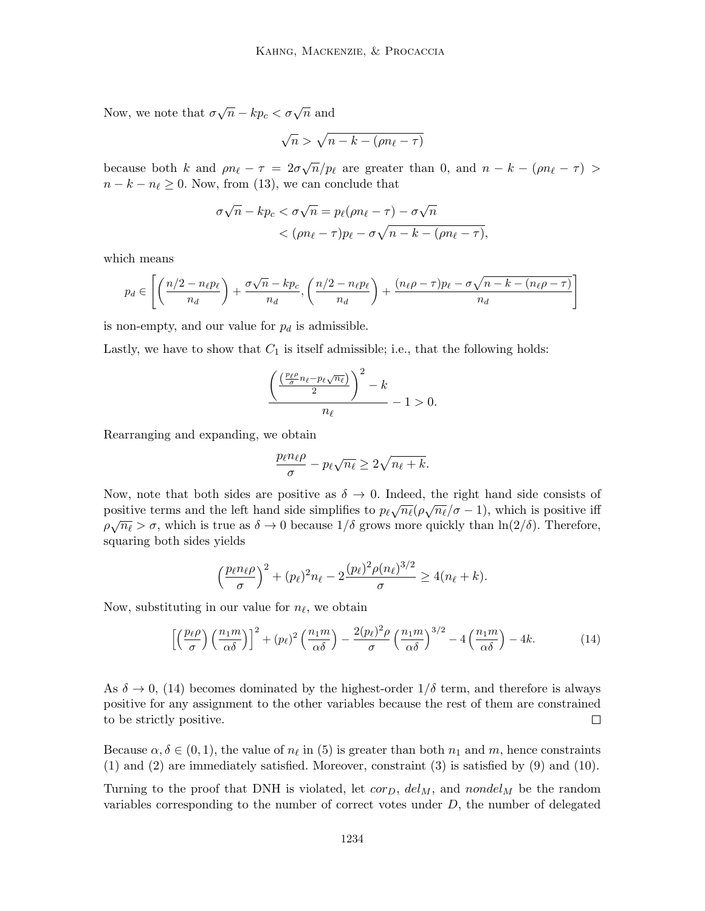Now, we note that $\sigma\sqrt{n} - kp_c < \sigma\sqrt{n}$ and

$$\sqrt{n} > \sqrt{n - k - (\rho n_\ell - \tau)}$$

because both $k$ and $\rho n_\ell - \tau = 2\sigma\sqrt{n}/p_\ell$ are greater than 0, and $n - k - (\rho n_\ell - \tau) > n - k - n_\ell \geq 0$. Now, from (13), we can conclude that

$$\sigma\sqrt{n} - kp_c < \sigma\sqrt{n} = p_\ell(\rho n_\ell - \tau) - \sigma\sqrt{n}$$
$$< (\rho n_\ell - \tau)p_\ell - \sigma\sqrt{n - k - (\rho n_\ell - \tau)},$$

which means

$$p_d \in \left[\left(\frac{n/2 - n_\ell p_\ell}{n_d}\right) + \frac{\sigma\sqrt{n} - kp_c}{n_d}, \left(\frac{n/2 - n_\ell p_\ell}{n_d}\right) + \frac{(n_\ell\rho - \tau)p_\ell - \sigma\sqrt{n - k - (n_\ell\rho - \tau)}}{n_d}\right]$$

is non-empty, and our value for $p_d$ is admissible.

Lastly, we have to show that $C_1$ is itself admissible; i.e., that the following holds:

$$\frac{\left(\frac{\left(\frac{p_\ell\rho}{\sigma}n_\ell - p_\ell\sqrt{n_\ell}\right)}{2}\right)^2 - k}{n_\ell} - 1 > 0.$$

Rearranging and expanding, we obtain

$$\frac{p_\ell n_\ell \rho}{\sigma} - p_\ell\sqrt{n_\ell} \geq 2\sqrt{n_\ell + k}.$$

Now, note that both sides are positive as $\delta \to 0$. Indeed, the right hand side consists of positive terms and the left hand side simplifies to $p_\ell\sqrt{n_\ell}(\rho\sqrt{n_\ell}/\sigma - 1)$, which is positive iff $\rho\sqrt{n_\ell} > \sigma$, which is true as $\delta \to 0$ because $1/\delta$ grows more quickly than $\ln(2/\delta)$. Therefore, squaring both sides yields

$$\left(\frac{p_\ell n_\ell \rho}{\sigma}\right)^2 + (p_\ell)^2 n_\ell - 2\frac{(p_\ell)^2\rho(n_\ell)^{3/2}}{\sigma} \geq 4(n_\ell + k).$$

Now, substituting in our value for $n_\ell$, we obtain

$$\left[\left(\frac{p_\ell\rho}{\sigma}\right)\left(\frac{n_1 m}{\alpha\delta}\right)\right]^2 + (p_\ell)^2\left(\frac{n_1 m}{\alpha\delta}\right) - \frac{2(p_\ell)^2\rho}{\sigma}\left(\frac{n_1 m}{\alpha\delta}\right)^{3/2} - 4\left(\frac{n_1 m}{\alpha\delta}\right) - 4k. \tag{14}$$

As $\delta \to 0$, (14) becomes dominated by the highest-order $1/\delta$ term, and therefore is always positive for any assignment to the other variables because the rest of them are constrained to be strictly positive. $\square$

Because $\alpha, \delta \in (0, 1)$, the value of $n_\ell$ in (5) is greater than both $n_1$ and $m$, hence constraints (1) and (2) are immediately satisfied. Moreover, constraint (3) is satisfied by (9) and (10).

Turning to the proof that DNH is violated, let $cor_D$, $del_M$, and $nondel_M$ be the random variables corresponding to the number of correct votes under $D$, the number of delegated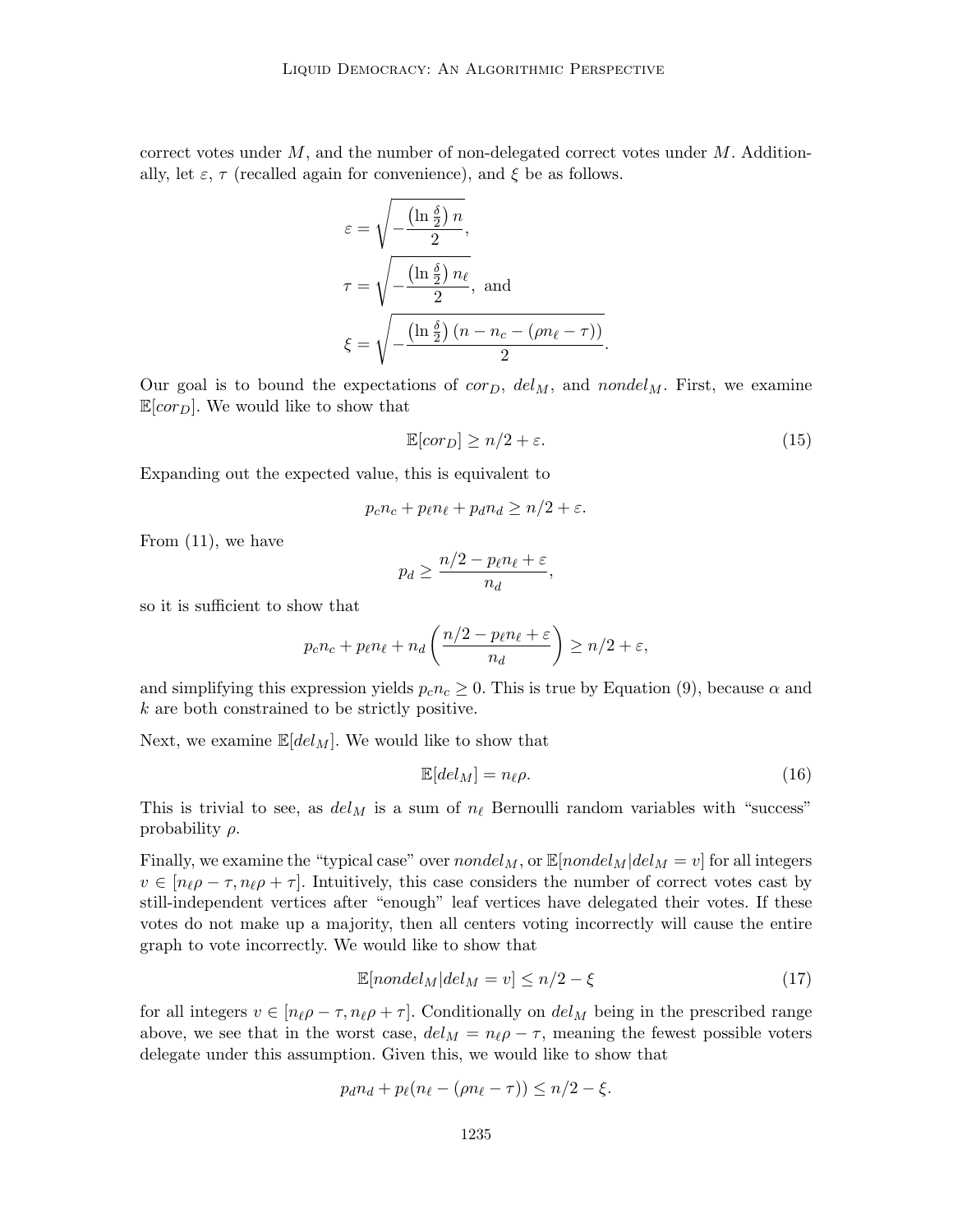correct votes under $M$, and the number of non-delegated correct votes under $M$. Additionally, let $\varepsilon$, $\tau$ (recalled again for convenience), and $\xi$ be as follows.

$$\varepsilon = \sqrt{-\frac{\left(\ln \frac{\delta}{2}\right) n}{2}},$$

$$\tau = \sqrt{-\frac{\left(\ln \frac{\delta}{2}\right) n_\ell}{2}}, \text{ and}$$

$$\xi = \sqrt{-\frac{\left(\ln \frac{\delta}{2}\right) \left(n - n_c - (\rho n_\ell - \tau)\right)}{2}}.$$

Our goal is to bound the expectations of $cor_D$, $del_M$, and $nondel_M$. First, we examine $\mathbb{E}[cor_D]$. We would like to show that

$$\mathbb{E}[cor_D] \geq n/2 + \varepsilon. \tag{15}$$

Expanding out the expected value, this is equivalent to

$$p_c n_c + p_\ell n_\ell + p_d n_d \geq n/2 + \varepsilon.$$

From (11), we have

$$p_d \geq \frac{n/2 - p_\ell n_\ell + \varepsilon}{n_d},$$

so it is sufficient to show that

$$p_c n_c + p_\ell n_\ell + n_d \left( \frac{n/2 - p_\ell n_\ell + \varepsilon}{n_d} \right) \geq n/2 + \varepsilon,$$

and simplifying this expression yields $p_c n_c \geq 0$. This is true by Equation (9), because $\alpha$ and $k$ are both constrained to be strictly positive.

Next, we examine $\mathbb{E}[del_M]$. We would like to show that

$$\mathbb{E}[del_M] = n_\ell \rho. \tag{16}$$

This is trivial to see, as $del_M$ is a sum of $n_\ell$ Bernoulli random variables with "success" probability $\rho$.

Finally, we examine the "typical case" over $nondel_M$, or $\mathbb{E}[nondel_M | del_M = v]$ for all integers $v \in [n_\ell \rho - \tau, n_\ell \rho + \tau]$. Intuitively, this case considers the number of correct votes cast by still-independent vertices after "enough" leaf vertices have delegated their votes. If these votes do not make up a majority, then all centers voting incorrectly will cause the entire graph to vote incorrectly. We would like to show that

$$\mathbb{E}[nondel_M | del_M = v] \leq n/2 - \xi \tag{17}$$

for all integers $v \in [n_\ell \rho - \tau, n_\ell \rho + \tau]$. Conditionally on $del_M$ being in the prescribed range above, we see that in the worst case, $del_M = n_\ell \rho - \tau$, meaning the fewest possible voters delegate under this assumption. Given this, we would like to show that

$$p_d n_d + p_\ell (n_\ell - (\rho n_\ell - \tau)) \leq n/2 - \xi.$$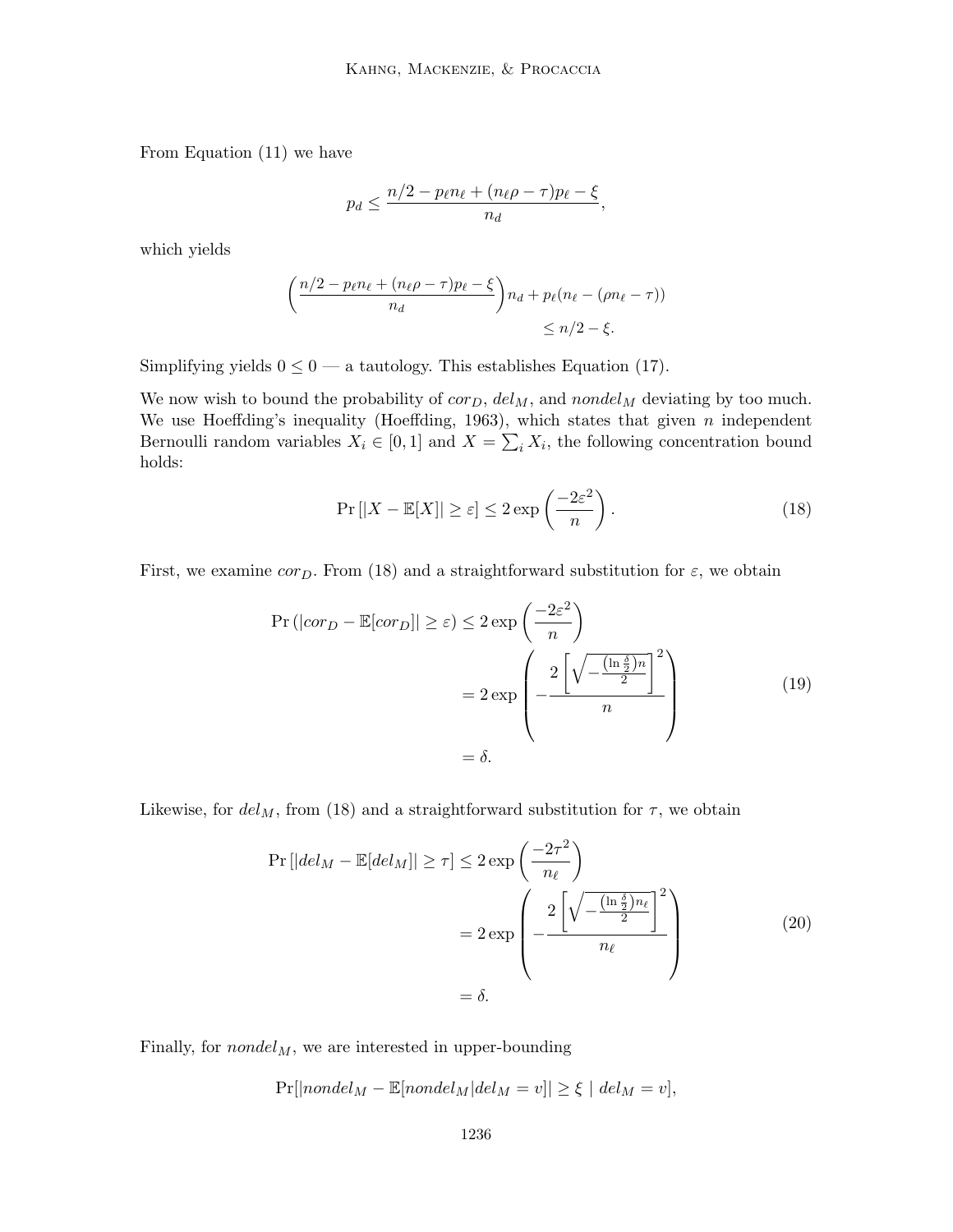From Equation (11) we have

$$p_d \leq \frac{n/2 - p_\ell n_\ell + (n_\ell \rho - \tau)p_\ell - \xi}{n_d},$$

which yields

$$\left(\frac{n/2 - p_\ell n_\ell + (n_\ell \rho - \tau)p_\ell - \xi}{n_d}\right) n_d + p_\ell(n_\ell - (\rho n_\ell - \tau)) \leq n/2 - \xi.$$

Simplifying yields $0 \leq 0$ — a tautology. This establishes Equation (17).

We now wish to bound the probability of $cor_D$, $del_M$, and $nondel_M$ deviating by too much. We use Hoeffding's inequality (Hoeffding, 1963), which states that given $n$ independent Bernoulli random variables $X_i \in [0, 1]$ and $X = \sum_i X_i$, the following concentration bound holds:

$$\Pr\left[|X - \mathbb{E}[X]| \geq \varepsilon\right] \leq 2\exp\left(\frac{-2\varepsilon^2}{n}\right). \tag{18}$$

First, we examine $cor_D$. From (18) and a straightforward substitution for $\varepsilon$, we obtain

$$\begin{aligned}
\Pr\left(|cor_D - \mathbb{E}[cor_D]| \geq \varepsilon\right) &\leq 2\exp\left(\frac{-2\varepsilon^2}{n}\right) \\
&= 2\exp\left(-\frac{2\left[\sqrt{-\frac{\left(\ln\frac{\delta}{2}\right)n}{2}}\right]^2}{n}\right) \\
&= \delta.
\end{aligned} \tag{19}$$

Likewise, for $del_M$, from (18) and a straightforward substitution for $\tau$, we obtain

$$\begin{aligned}
\Pr\left[|del_M - \mathbb{E}[del_M]| \geq \tau\right] &\leq 2\exp\left(\frac{-2\tau^2}{n_\ell}\right) \\
&= 2\exp\left(-\frac{2\left[\sqrt{-\frac{\left(\ln\frac{\delta}{2}\right)n_\ell}{2}}\right]^2}{n_\ell}\right) \\
&= \delta.
\end{aligned} \tag{20}$$

Finally, for $nondel_M$, we are interested in upper-bounding

$$\Pr[|nondel_M - \mathbb{E}[nondel_M | del_M = v]| \geq \xi \mid del_M = v],$$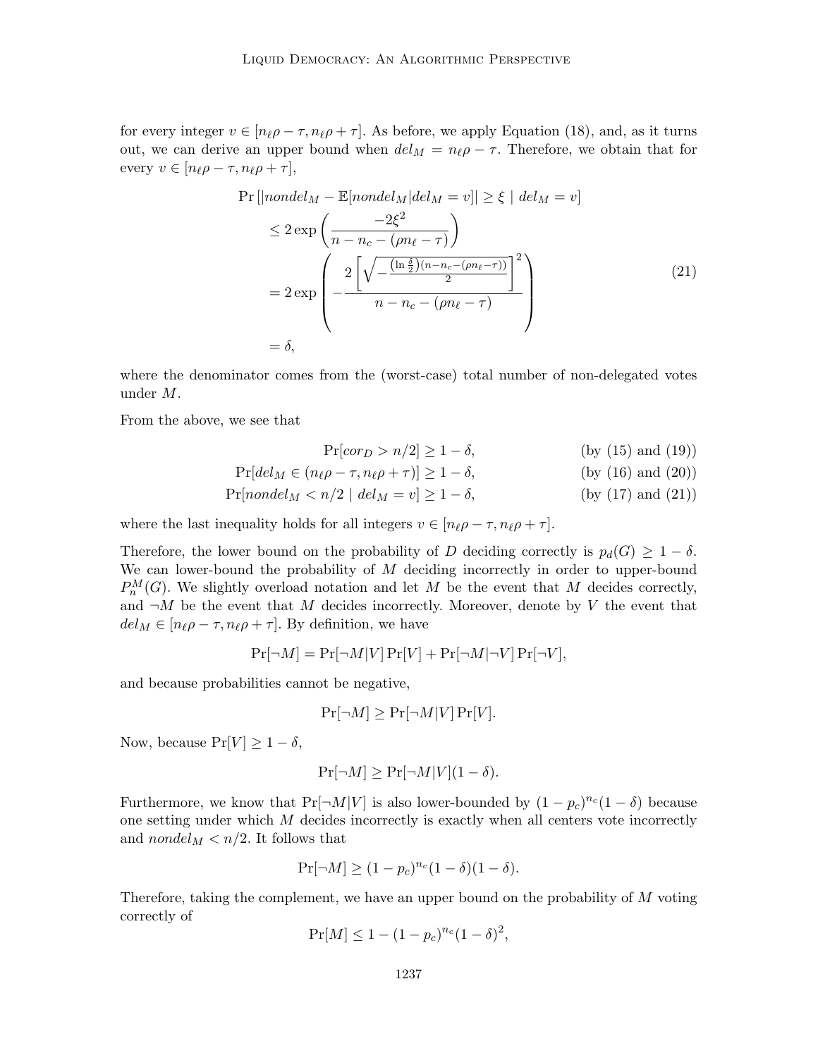for every integer $v \in [n_\ell \rho - \tau, n_\ell \rho + \tau]$. As before, we apply Equation (18), and, as it turns out, we can derive an upper bound when $del_M = n_\ell \rho - \tau$. Therefore, we obtain that for every $v \in [n_\ell \rho - \tau, n_\ell \rho + \tau]$,

$$
\begin{aligned}
&\Pr\left[|nondel_M - \mathbb{E}[nondel_M | del_M = v]| \geq \xi \mid del_M = v\right] \\
&\quad \leq 2 \exp\left(\frac{-2\xi^2}{n - n_c - (\rho n_\ell - \tau)}\right) \\
&\quad = 2 \exp\left(-\frac{2\left[\sqrt{-\frac{\left(\ln \frac{\delta}{2}\right)(n - n_c - (\rho n_\ell - \tau))}{2}}\right]^2}{n - n_c - (\rho n_\ell - \tau)}\right) \\
&\quad = \delta,
\end{aligned}
\tag{21}
$$

where the denominator comes from the (worst-case) total number of non-delegated votes under $M$.

From the above, we see that

$$
\begin{aligned}
\Pr[cor_D > n/2] &\geq 1 - \delta, && \text{(by (15) and (19))} \\
\Pr[del_M \in (n_\ell \rho - \tau, n_\ell \rho + \tau)] &\geq 1 - \delta, && \text{(by (16) and (20))} \\
\Pr[nondel_M < n/2 \mid del_M = v] &\geq 1 - \delta, && \text{(by (17) and (21))}
\end{aligned}
$$

where the last inequality holds for all integers $v \in [n_\ell \rho - \tau, n_\ell \rho + \tau]$.

Therefore, the lower bound on the probability of $D$ deciding correctly is $p_d(G) \geq 1 - \delta$. We can lower-bound the probability of $M$ deciding incorrectly in order to upper-bound $P_n^M(G)$. We slightly overload notation and let $M$ be the event that $M$ decides correctly, and $\neg M$ be the event that $M$ decides incorrectly. Moreover, denote by $V$ the event that $del_M \in [n_\ell \rho - \tau, n_\ell \rho + \tau]$. By definition, we have

$$
\Pr[\neg M] = \Pr[\neg M | V] \Pr[V] + \Pr[\neg M | \neg V] \Pr[\neg V],
$$

and because probabilities cannot be negative,

$$
\Pr[\neg M] \geq \Pr[\neg M | V] \Pr[V].
$$

Now, because $\Pr[V] \geq 1 - \delta$,

$$
\Pr[\neg M] \geq \Pr[\neg M | V](1 - \delta).
$$

Furthermore, we know that $\Pr[\neg M | V]$ is also lower-bounded by $(1 - p_c)^{n_c}(1 - \delta)$ because one setting under which $M$ decides incorrectly is exactly when all centers vote incorrectly and $nondel_M < n/2$. It follows that

$$
\Pr[\neg M] \geq (1 - p_c)^{n_c}(1 - \delta)(1 - \delta).
$$

Therefore, taking the complement, we have an upper bound on the probability of $M$ voting correctly of

$$
\Pr[M] \leq 1 - (1 - p_c)^{n_c}(1 - \delta)^2,
$$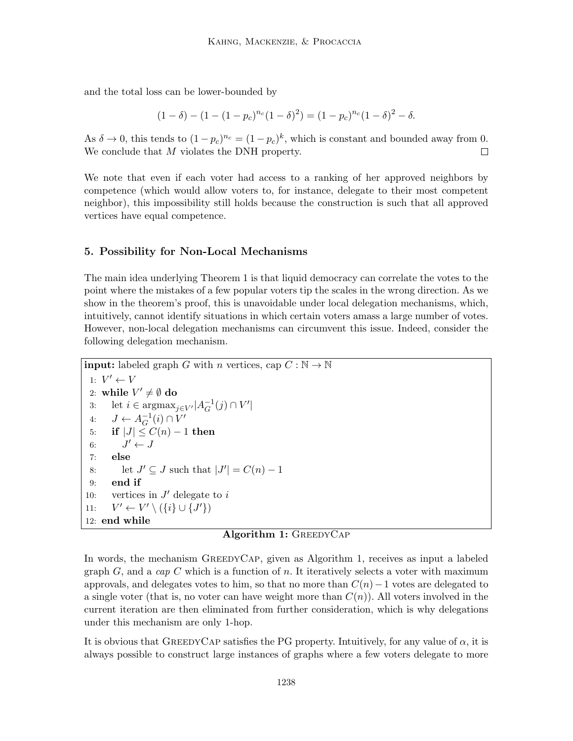and the total loss can be lower-bounded by

$$(1-\delta) - (1-(1-p_c)^{n_c}(1-\delta)^2) = (1-p_c)^{n_c}(1-\delta)^2 - \delta.$$

As $\delta \to 0$, this tends to $(1-p_c)^{n_c} = (1-p_c)^k$, which is constant and bounded away from 0. We conclude that $M$ violates the DNH property. $\square$

We note that even if each voter had access to a ranking of her approved neighbors by competence (which would allow voters to, for instance, delegate to their most competent neighbor), this impossibility still holds because the construction is such that all approved vertices have equal competence.

## 5. Possibility for Non-Local Mechanisms

The main idea underlying Theorem 1 is that liquid democracy can correlate the votes to the point where the mistakes of a few popular voters tip the scales in the wrong direction. As we show in the theorem's proof, this is unavoidable under local delegation mechanisms, which, intuitively, cannot identify situations in which certain voters amass a large number of votes. However, non-local delegation mechanisms can circumvent this issue. Indeed, consider the following delegation mechanism.

```
input: labeled graph G with n vertices, cap C : ℕ → ℕ
 1: V' ← V
 2: while V' ≠ ∅ do
 3:     let i ∈ argmax_{j∈V'} |A_G^{-1}(j) ∩ V'|
 4:     J ← A_G^{-1}(i) ∩ V'
 5:     if |J| ≤ C(n) − 1 then
 6:         J' ← J
 7:     else
 8:         let J' ⊆ J such that |J'| = C(n) − 1
 9:     end if
10:     vertices in J' delegate to i
11:     V' ← V' \ ({i} ∪ {J'})
12: end while
```

**Algorithm 1:** GreedyCap

In words, the mechanism GreedyCap, given as Algorithm 1, receives as input a labeled graph $G$, and a *cap* $C$ which is a function of $n$. It iteratively selects a voter with maximum approvals, and delegates votes to him, so that no more than $C(n)-1$ votes are delegated to a single voter (that is, no voter can have weight more than $C(n)$). All voters involved in the current iteration are then eliminated from further consideration, which is why delegations under this mechanism are only 1-hop.

It is obvious that GreedyCap satisfies the PG property. Intuitively, for any value of $\alpha$, it is always possible to construct large instances of graphs where a few voters delegate to more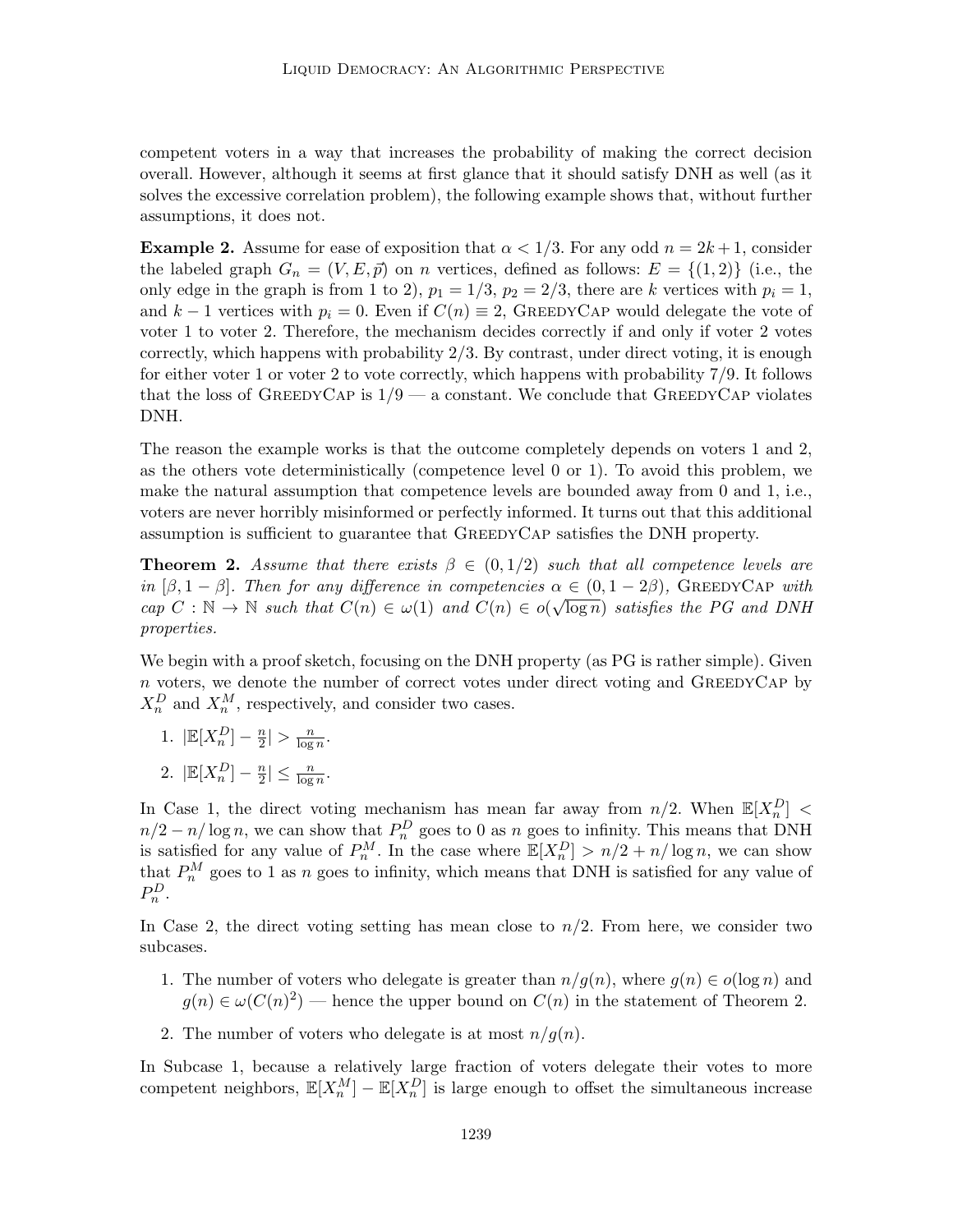competent voters in a way that increases the probability of making the correct decision overall. However, although it seems at first glance that it should satisfy DNH as well (as it solves the excessive correlation problem), the following example shows that, without further assumptions, it does not.

**Example 2.** Assume for ease of exposition that $\alpha < 1/3$. For any odd $n = 2k+1$, consider the labeled graph $G_n = (V, E, \vec{p})$ on $n$ vertices, defined as follows: $E = \{(1, 2)\}$ (i.e., the only edge in the graph is from 1 to 2), $p_1 = 1/3$, $p_2 = 2/3$, there are $k$ vertices with $p_i = 1$, and $k-1$ vertices with $p_i = 0$. Even if $C(n) \equiv 2$, GreedyCap would delegate the vote of voter 1 to voter 2. Therefore, the mechanism decides correctly if and only if voter 2 votes correctly, which happens with probability 2/3. By contrast, under direct voting, it is enough for either voter 1 or voter 2 to vote correctly, which happens with probability 7/9. It follows that the loss of GreedyCap is 1/9 — a constant. We conclude that GreedyCap violates DNH.

The reason the example works is that the outcome completely depends on voters 1 and 2, as the others vote deterministically (competence level 0 or 1). To avoid this problem, we make the natural assumption that competence levels are bounded away from 0 and 1, i.e., voters are never horribly misinformed or perfectly informed. It turns out that this additional assumption is sufficient to guarantee that GreedyCap satisfies the DNH property.

**Theorem 2.** *Assume that there exists $\beta \in (0, 1/2)$ such that all competence levels are in $[\beta, 1-\beta]$. Then for any difference in competencies $\alpha \in (0, 1-2\beta)$, GreedyCap with cap $C : \mathbb{N} \to \mathbb{N}$ such that $C(n) \in \omega(1)$ and $C(n) \in o(\sqrt{\log n})$ satisfies the PG and DNH properties.*

We begin with a proof sketch, focusing on the DNH property (as PG is rather simple). Given $n$ voters, we denote the number of correct votes under direct voting and GreedyCap by $X_n^D$ and $X_n^M$, respectively, and consider two cases.

1. $|\mathbb{E}[X_n^D] - \frac{n}{2}| > \frac{n}{\log n}$.
2. $|\mathbb{E}[X_n^D] - \frac{n}{2}| \leq \frac{n}{\log n}$.

In Case 1, the direct voting mechanism has mean far away from $n/2$. When $\mathbb{E}[X_n^D] < n/2 - n/\log n$, we can show that $P_n^D$ goes to 0 as $n$ goes to infinity. This means that DNH is satisfied for any value of $P_n^M$. In the case where $\mathbb{E}[X_n^D] > n/2 + n/\log n$, we can show that $P_n^M$ goes to 1 as $n$ goes to infinity, which means that DNH is satisfied for any value of $P_n^D$.

In Case 2, the direct voting setting has mean close to $n/2$. From here, we consider two subcases.

1. The number of voters who delegate is greater than $n/g(n)$, where $g(n) \in o(\log n)$ and $g(n) \in \omega(C(n)^2)$ — hence the upper bound on $C(n)$ in the statement of Theorem 2.
2. The number of voters who delegate is at most $n/g(n)$.

In Subcase 1, because a relatively large fraction of voters delegate their votes to more competent neighbors, $\mathbb{E}[X_n^M] - \mathbb{E}[X_n^D]$ is large enough to offset the simultaneous increase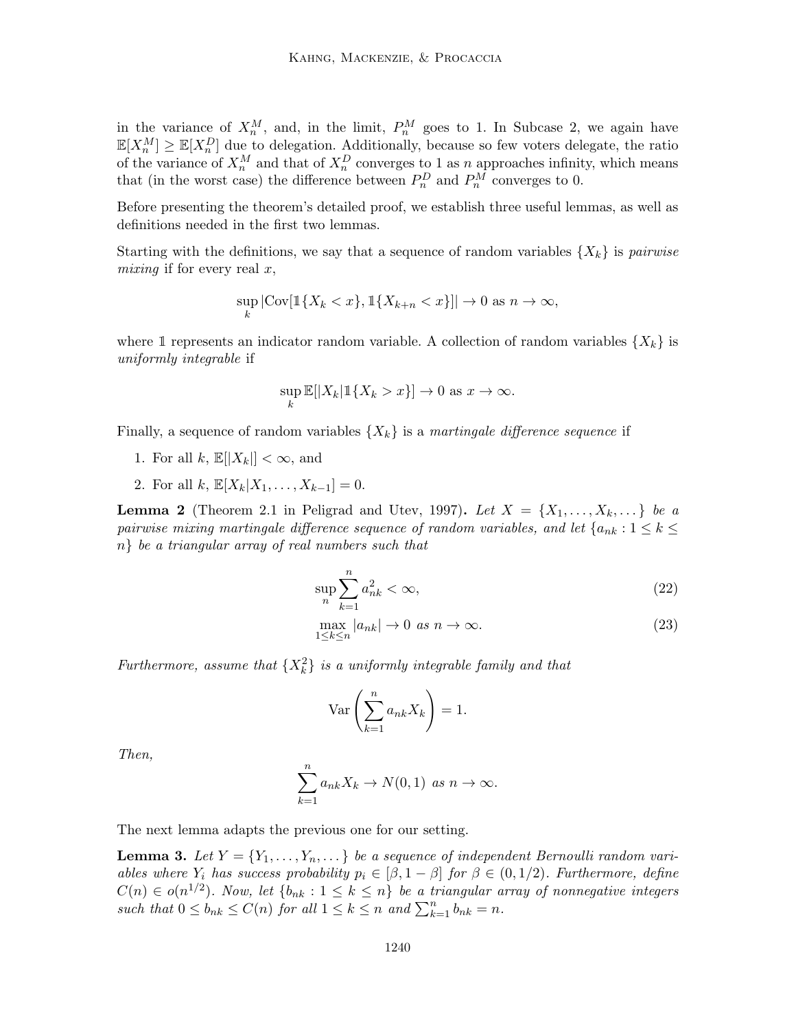in the variance of $X_n^M$, and, in the limit, $P_n^M$ goes to 1. In Subcase 2, we again have $\mathbb{E}[X_n^M] \geq \mathbb{E}[X_n^D]$ due to delegation. Additionally, because so few voters delegate, the ratio of the variance of $X_n^M$ and that of $X_n^D$ converges to 1 as $n$ approaches infinity, which means that (in the worst case) the difference between $P_n^D$ and $P_n^M$ converges to 0.

Before presenting the theorem's detailed proof, we establish three useful lemmas, as well as definitions needed in the first two lemmas.

Starting with the definitions, we say that a sequence of random variables $\{X_k\}$ is *pairwise mixing* if for every real $x$,

$$\sup_k |\text{Cov}[\mathbb{1}\{X_k < x\}, \mathbb{1}\{X_{k+n} < x\}]| \to 0 \text{ as } n \to \infty,$$

where $\mathbb{1}$ represents an indicator random variable. A collection of random variables $\{X_k\}$ is *uniformly integrable* if

$$\sup_k \mathbb{E}[|X_k| \mathbb{1}\{X_k > x\}] \to 0 \text{ as } x \to \infty.$$

Finally, a sequence of random variables $\{X_k\}$ is a *martingale difference sequence* if

1. For all $k$, $\mathbb{E}[|X_k|] < \infty$, and
2. For all $k$, $\mathbb{E}[X_k | X_1, \ldots, X_{k-1}] = 0$.

**Lemma 2** (Theorem 2.1 in Peligrad and Utev, 1997)**.** *Let $X = \{X_1, \ldots, X_k, \ldots\}$ be a pairwise mixing martingale difference sequence of random variables, and let $\{a_{nk} : 1 \leq k \leq n\}$ be a triangular array of real numbers such that*

$$\sup_n \sum_{k=1}^n a_{nk}^2 < \infty, \tag{22}$$

$$\max_{1 \leq k \leq n} |a_{nk}| \to 0 \text{ as } n \to \infty. \tag{23}$$

*Furthermore, assume that $\{X_k^2\}$ is a uniformly integrable family and that*

$$\text{Var}\left(\sum_{k=1}^n a_{nk} X_k\right) = 1.$$

*Then,*

$$\sum_{k=1}^n a_{nk} X_k \to N(0, 1) \text{ as } n \to \infty.$$

The next lemma adapts the previous one for our setting.

**Lemma 3.** *Let $Y = \{Y_1, \ldots, Y_n, \ldots\}$ be a sequence of independent Bernoulli random variables where $Y_i$ has success probability $p_i \in [\beta, 1 - \beta]$ for $\beta \in (0, 1/2)$. Furthermore, define $C(n) \in o(n^{1/2})$. Now, let $\{b_{nk} : 1 \leq k \leq n\}$ be a triangular array of nonnegative integers such that $0 \leq b_{nk} \leq C(n)$ for all $1 \leq k \leq n$ and $\sum_{k=1}^n b_{nk} = n$.*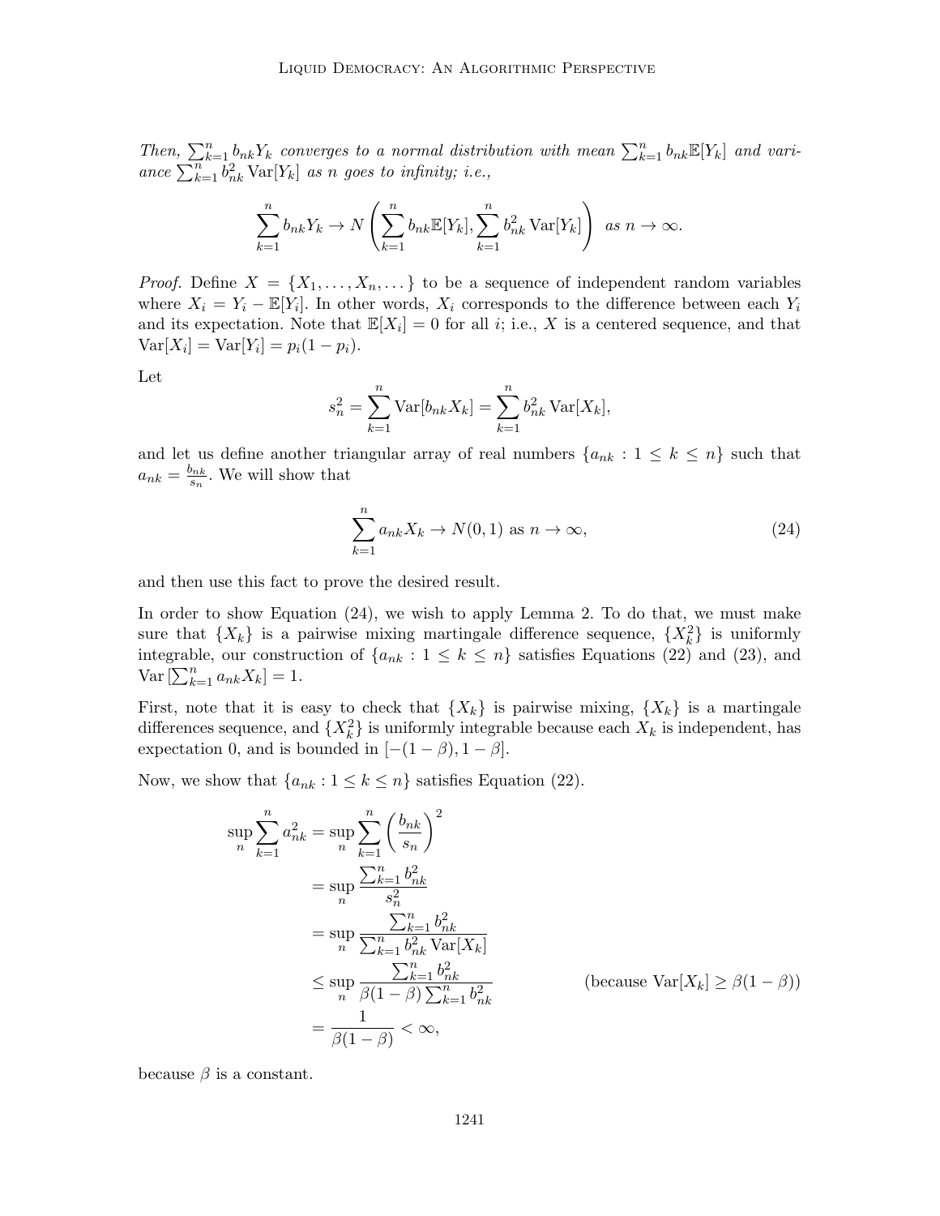*Then, $\sum_{k=1}^{n} b_{nk} Y_k$ converges to a normal distribution with mean $\sum_{k=1}^{n} b_{nk}\mathbb{E}[Y_k]$ and variance $\sum_{k=1}^{n} b_{nk}^2 \operatorname{Var}[Y_k]$ as $n$ goes to infinity; i.e.,*

$$\sum_{k=1}^{n} b_{nk} Y_k \to N\left(\sum_{k=1}^{n} b_{nk}\mathbb{E}[Y_k], \sum_{k=1}^{n} b_{nk}^2 \operatorname{Var}[Y_k]\right) \text{ as } n \to \infty.$$

*Proof.* Define $X = \{X_1, \ldots, X_n, \ldots\}$ to be a sequence of independent random variables where $X_i = Y_i - \mathbb{E}[Y_i]$. In other words, $X_i$ corresponds to the difference between each $Y_i$ and its expectation. Note that $\mathbb{E}[X_i] = 0$ for all $i$; i.e., $X$ is a centered sequence, and that $\operatorname{Var}[X_i] = \operatorname{Var}[Y_i] = p_i(1 - p_i)$.

Let

$$s_n^2 = \sum_{k=1}^{n} \operatorname{Var}[b_{nk} X_k] = \sum_{k=1}^{n} b_{nk}^2 \operatorname{Var}[X_k],$$

and let us define another triangular array of real numbers $\{a_{nk} : 1 \leq k \leq n\}$ such that $a_{nk} = \frac{b_{nk}}{s_n}$. We will show that

$$\sum_{k=1}^{n} a_{nk} X_k \to N(0, 1) \text{ as } n \to \infty, \tag{24}$$

and then use this fact to prove the desired result.

In order to show Equation (24), we wish to apply Lemma 2. To do that, we must make sure that $\{X_k\}$ is a pairwise mixing martingale difference sequence, $\{X_k^2\}$ is uniformly integrable, our construction of $\{a_{nk} : 1 \leq k \leq n\}$ satisfies Equations (22) and (23), and $\operatorname{Var}\left[\sum_{k=1}^{n} a_{nk} X_k\right] = 1$.

First, note that it is easy to check that $\{X_k\}$ is pairwise mixing, $\{X_k\}$ is a martingale differences sequence, and $\{X_k^2\}$ is uniformly integrable because each $X_k$ is independent, has expectation 0, and is bounded in $[-(1 - \beta), 1 - \beta]$.

Now, we show that $\{a_{nk} : 1 \leq k \leq n\}$ satisfies Equation (22).

$$\begin{aligned}
\sup_n \sum_{k=1}^{n} a_{nk}^2 &= \sup_n \sum_{k=1}^{n} \left(\frac{b_{nk}}{s_n}\right)^2 \\
&= \sup_n \frac{\sum_{k=1}^{n} b_{nk}^2}{s_n^2} \\
&= \sup_n \frac{\sum_{k=1}^{n} b_{nk}^2}{\sum_{k=1}^{n} b_{nk}^2 \operatorname{Var}[X_k]} \\
&\leq \sup_n \frac{\sum_{k=1}^{n} b_{nk}^2}{\beta(1 - \beta)\sum_{k=1}^{n} b_{nk}^2} && \text{(because } \operatorname{Var}[X_k] \geq \beta(1 - \beta)\text{)} \\
&= \frac{1}{\beta(1 - \beta)} < \infty,
\end{aligned}$$

because $\beta$ is a constant.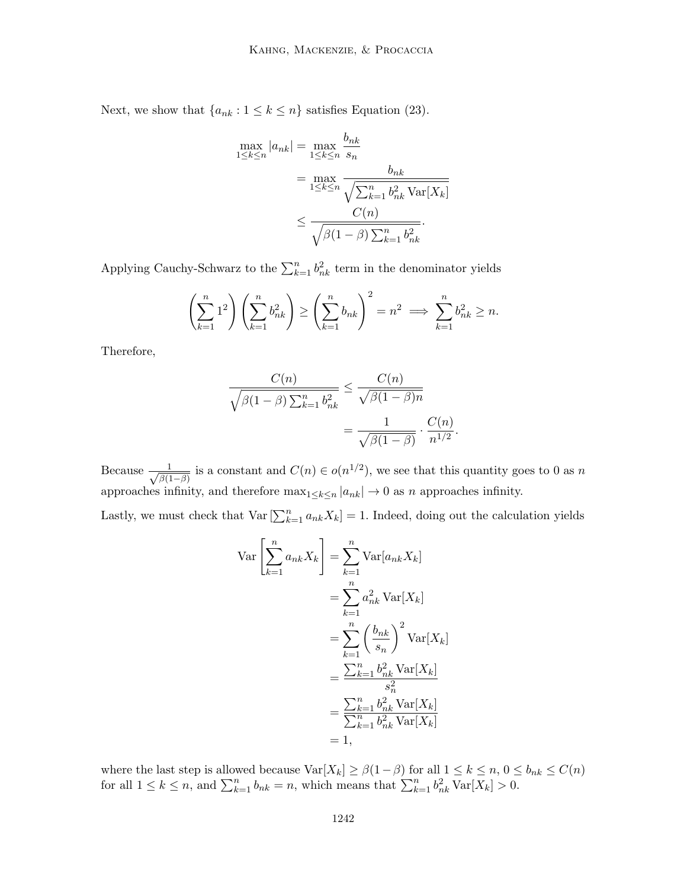Next, we show that $\{a_{nk} : 1 \le k \le n\}$ satisfies Equation (23).

$$
\begin{aligned}
\max_{1 \le k \le n} |a_{nk}| &= \max_{1 \le k \le n} \frac{b_{nk}}{s_n} \\
&= \max_{1 \le k \le n} \frac{b_{nk}}{\sqrt{\sum_{k=1}^{n} b_{nk}^2 \operatorname{Var}[X_k]}} \\
&\le \frac{C(n)}{\sqrt{\beta(1-\beta) \sum_{k=1}^{n} b_{nk}^2}}.
\end{aligned}
$$

Applying Cauchy-Schwarz to the $\sum_{k=1}^{n} b_{nk}^2$ term in the denominator yields

$$
\left( \sum_{k=1}^{n} 1^2 \right) \left( \sum_{k=1}^{n} b_{nk}^2 \right) \ge \left( \sum_{k=1}^{n} b_{nk} \right)^2 = n^2 \implies \sum_{k=1}^{n} b_{nk}^2 \ge n.
$$

Therefore,

$$
\begin{aligned}
\frac{C(n)}{\sqrt{\beta(1-\beta) \sum_{k=1}^{n} b_{nk}^2}} &\le \frac{C(n)}{\sqrt{\beta(1-\beta) n}} \\
&= \frac{1}{\sqrt{\beta(1-\beta)}} \cdot \frac{C(n)}{n^{1/2}}.
\end{aligned}
$$

Because $\frac{1}{\sqrt{\beta(1-\beta)}}$ is a constant and $C(n) \in o(n^{1/2})$, we see that this quantity goes to 0 as $n$ approaches infinity, and therefore $\max_{1 \le k \le n} |a_{nk}| \to 0$ as $n$ approaches infinity.

Lastly, we must check that $\operatorname{Var}\left[\sum_{k=1}^{n} a_{nk} X_k\right] = 1$. Indeed, doing out the calculation yields

$$
\begin{aligned}
\operatorname{Var}\left[ \sum_{k=1}^{n} a_{nk} X_k \right] &= \sum_{k=1}^{n} \operatorname{Var}[a_{nk} X_k] \\
&= \sum_{k=1}^{n} a_{nk}^2 \operatorname{Var}[X_k] \\
&= \sum_{k=1}^{n} \left( \frac{b_{nk}}{s_n} \right)^2 \operatorname{Var}[X_k] \\
&= \frac{\sum_{k=1}^{n} b_{nk}^2 \operatorname{Var}[X_k]}{s_n^2} \\
&= \frac{\sum_{k=1}^{n} b_{nk}^2 \operatorname{Var}[X_k]}{\sum_{k=1}^{n} b_{nk}^2 \operatorname{Var}[X_k]} \\
&= 1,
\end{aligned}
$$

where the last step is allowed because $\operatorname{Var}[X_k] \ge \beta(1-\beta)$ for all $1 \le k \le n$, $0 \le b_{nk} \le C(n)$ for all $1 \le k \le n$, and $\sum_{k=1}^{n} b_{nk} = n$, which means that $\sum_{k=1}^{n} b_{nk}^2 \operatorname{Var}[X_k] > 0$.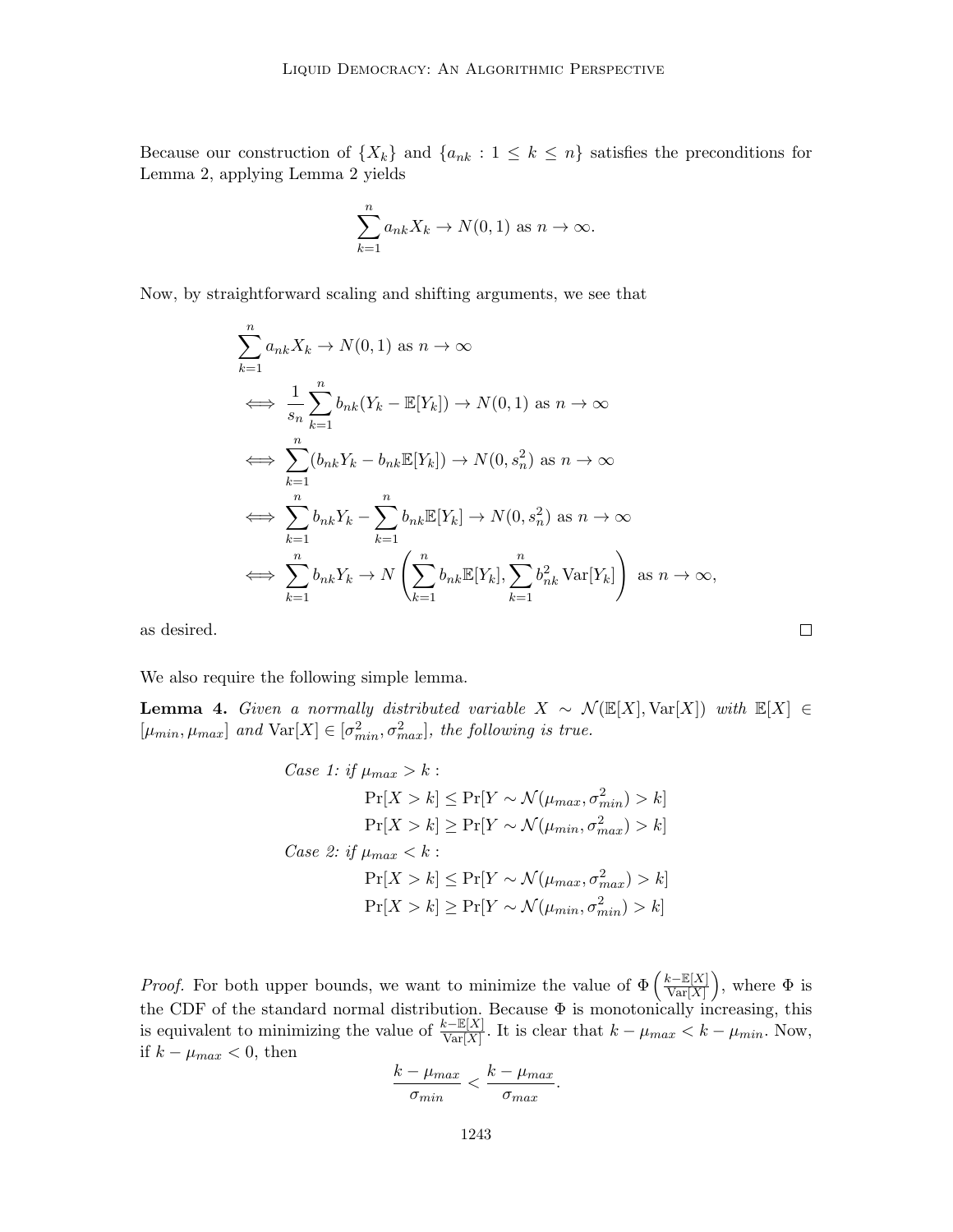Because our construction of $\{X_k\}$ and $\{a_{nk} : 1 \leq k \leq n\}$ satisfies the preconditions for Lemma 2, applying Lemma 2 yields

$$\sum_{k=1}^{n} a_{nk} X_k \to N(0, 1) \text{ as } n \to \infty.$$

Now, by straightforward scaling and shifting arguments, we see that

$$\begin{aligned}
&\sum_{k=1}^{n} a_{nk} X_k \to N(0,1) \text{ as } n \to \infty \\
\iff\ & \frac{1}{s_n} \sum_{k=1}^{n} b_{nk}(Y_k - \mathbb{E}[Y_k]) \to N(0,1) \text{ as } n \to \infty \\
\iff\ & \sum_{k=1}^{n} (b_{nk} Y_k - b_{nk}\mathbb{E}[Y_k]) \to N(0, s_n^2) \text{ as } n \to \infty \\
\iff\ & \sum_{k=1}^{n} b_{nk} Y_k - \sum_{k=1}^{n} b_{nk}\mathbb{E}[Y_k] \to N(0, s_n^2) \text{ as } n \to \infty \\
\iff\ & \sum_{k=1}^{n} b_{nk} Y_k \to N\left( \sum_{k=1}^{n} b_{nk}\mathbb{E}[Y_k], \sum_{k=1}^{n} b_{nk}^2 \operatorname{Var}[Y_k] \right) \text{ as } n \to \infty,
\end{aligned}$$

as desired. $\square$

We also require the following simple lemma.

**Lemma 4.** *Given a normally distributed variable $X \sim \mathcal{N}(\mathbb{E}[X], \operatorname{Var}[X])$ with $\mathbb{E}[X] \in [\mu_{min}, \mu_{max}]$ and $\operatorname{Var}[X] \in [\sigma_{min}^2, \sigma_{max}^2]$, the following is true.*

$$\begin{aligned}
&\textit{Case 1: if } \mu_{max} > k: \\
&\qquad \Pr[X > k] \leq \Pr[Y \sim \mathcal{N}(\mu_{max}, \sigma_{min}^2) > k] \\
&\qquad \Pr[X > k] \geq \Pr[Y \sim \mathcal{N}(\mu_{min}, \sigma_{max}^2) > k] \\
&\textit{Case 2: if } \mu_{max} < k: \\
&\qquad \Pr[X > k] \leq \Pr[Y \sim \mathcal{N}(\mu_{max}, \sigma_{max}^2) > k] \\
&\qquad \Pr[X > k] \geq \Pr[Y \sim \mathcal{N}(\mu_{min}, \sigma_{min}^2) > k]
\end{aligned}$$

*Proof.* For both upper bounds, we want to minimize the value of $\Phi\left(\frac{k - \mathbb{E}[X]}{\operatorname{Var}[X]}\right)$, where $\Phi$ is the CDF of the standard normal distribution. Because $\Phi$ is monotonically increasing, this is equivalent to minimizing the value of $\frac{k - \mathbb{E}[X]}{\operatorname{Var}[X]}$. It is clear that $k - \mu_{max} < k - \mu_{min}$. Now, if $k - \mu_{max} < 0$, then

$$\frac{k - \mu_{max}}{\sigma_{min}} < \frac{k - \mu_{max}}{\sigma_{max}}.$$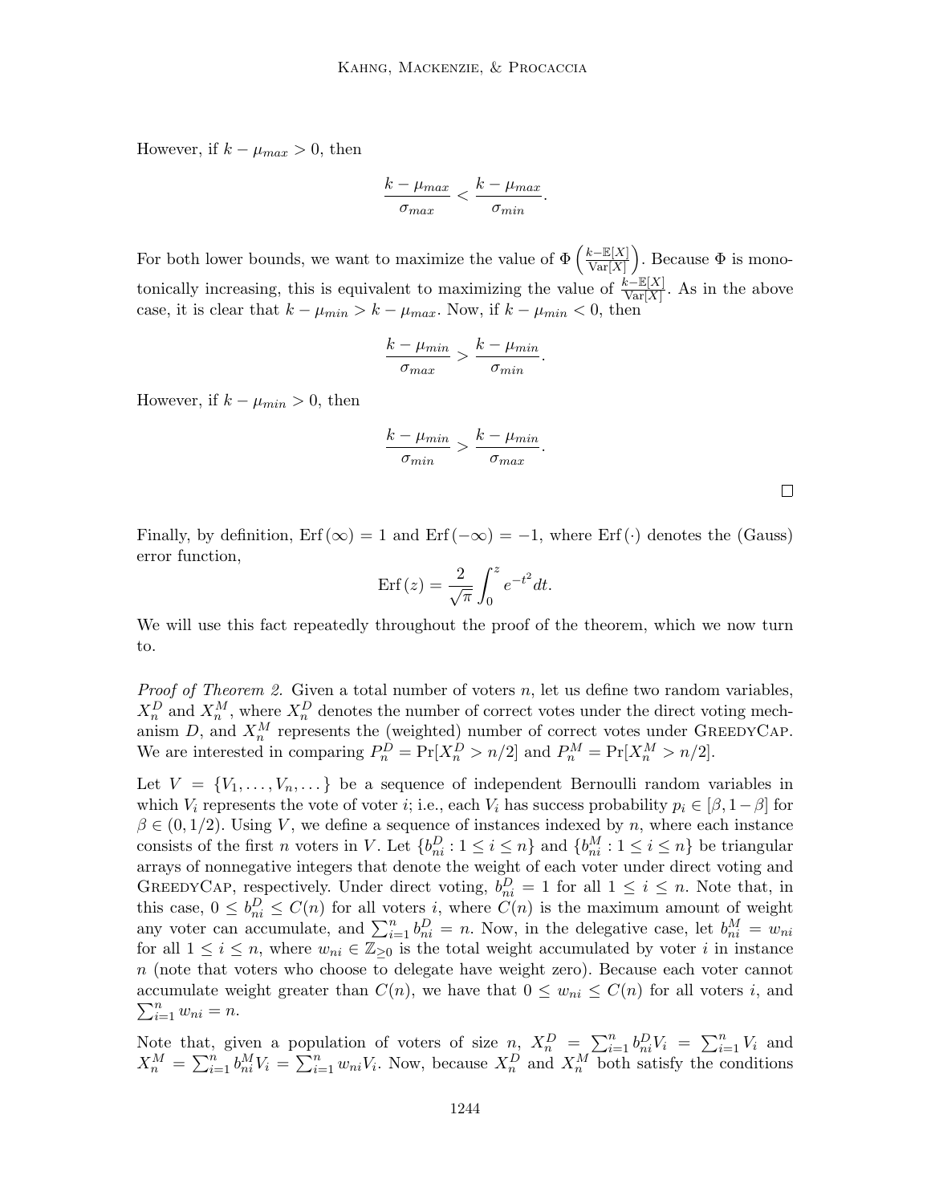However, if $k - \mu_{max} > 0$, then

$$\frac{k - \mu_{max}}{\sigma_{max}} < \frac{k - \mu_{max}}{\sigma_{min}}.$$

For both lower bounds, we want to maximize the value of $\Phi\left(\frac{k - \mathbb{E}[X]}{\text{Var}[X]}\right)$. Because $\Phi$ is monotonically increasing, this is equivalent to maximizing the value of $\frac{k - \mathbb{E}[X]}{\text{Var}[X]}$. As in the above case, it is clear that $k - \mu_{min} > k - \mu_{max}$. Now, if $k - \mu_{min} < 0$, then

$$\frac{k - \mu_{min}}{\sigma_{max}} > \frac{k - \mu_{min}}{\sigma_{min}}.$$

However, if $k - \mu_{min} > 0$, then

$$\frac{k - \mu_{min}}{\sigma_{min}} > \frac{k - \mu_{min}}{\sigma_{max}}.$$

□

Finally, by definition, $\text{Erf}(\infty) = 1$ and $\text{Erf}(-\infty) = -1$, where $\text{Erf}(\cdot)$ denotes the (Gauss) error function,

$$\text{Erf}(z) = \frac{2}{\sqrt{\pi}} \int_0^z e^{-t^2} dt.$$

We will use this fact repeatedly throughout the proof of the theorem, which we now turn to.

*Proof of Theorem 2.* Given a total number of voters $n$, let us define two random variables, $X_n^D$ and $X_n^M$, where $X_n^D$ denotes the number of correct votes under the direct voting mechanism $D$, and $X_n^M$ represents the (weighted) number of correct votes under GreedyCap. We are interested in comparing $P_n^D = \Pr[X_n^D > n/2]$ and $P_n^M = \Pr[X_n^M > n/2]$.

Let $V = \{V_1, \ldots, V_n, \ldots\}$ be a sequence of independent Bernoulli random variables in which $V_i$ represents the vote of voter $i$; i.e., each $V_i$ has success probability $p_i \in [\beta, 1 - \beta]$ for $\beta \in (0, 1/2)$. Using $V$, we define a sequence of instances indexed by $n$, where each instance consists of the first $n$ voters in $V$. Let $\{b_{ni}^D : 1 \leq i \leq n\}$ and $\{b_{ni}^M : 1 \leq i \leq n\}$ be triangular arrays of nonnegative integers that denote the weight of each voter under direct voting and GreedyCap, respectively. Under direct voting, $b_{ni}^D = 1$ for all $1 \leq i \leq n$. Note that, in this case, $0 \leq b_{ni}^D \leq C(n)$ for all voters $i$, where $C(n)$ is the maximum amount of weight any voter can accumulate, and $\sum_{i=1}^n b_{ni}^D = n$. Now, in the delegative case, let $b_{ni}^M = w_{ni}$ for all $1 \leq i \leq n$, where $w_{ni} \in \mathbb{Z}_{\geq 0}$ is the total weight accumulated by voter $i$ in instance $n$ (note that voters who choose to delegate have weight zero). Because each voter cannot accumulate weight greater than $C(n)$, we have that $0 \leq w_{ni} \leq C(n)$ for all voters $i$, and $\sum_{i=1}^n w_{ni} = n$.

Note that, given a population of voters of size $n$, $X_n^D = \sum_{i=1}^n b_{ni}^D V_i = \sum_{i=1}^n V_i$ and $X_n^M = \sum_{i=1}^n b_{ni}^M V_i = \sum_{i=1}^n w_{ni} V_i$. Now, because $X_n^D$ and $X_n^M$ both satisfy the conditions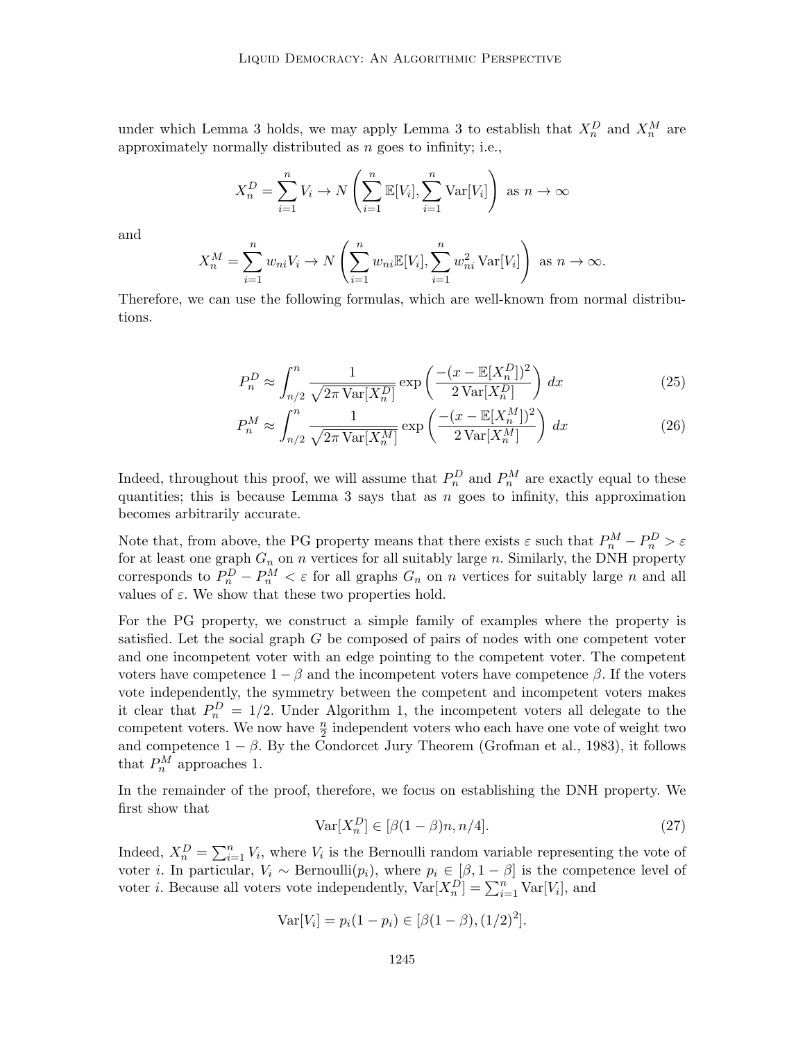under which Lemma 3 holds, we may apply Lemma 3 to establish that $X_n^D$ and $X_n^M$ are approximately normally distributed as $n$ goes to infinity; i.e.,

$$X_n^D = \sum_{i=1}^{n} V_i \to N\left(\sum_{i=1}^{n} \mathbb{E}[V_i], \sum_{i=1}^{n} \mathrm{Var}[V_i]\right) \text{ as } n \to \infty$$

and

$$X_n^M = \sum_{i=1}^{n} w_{ni} V_i \to N\left(\sum_{i=1}^{n} w_{ni}\mathbb{E}[V_i], \sum_{i=1}^{n} w_{ni}^2 \mathrm{Var}[V_i]\right) \text{ as } n \to \infty.$$

Therefore, we can use the following formulas, which are well-known from normal distributions.

$$P_n^D \approx \int_{n/2}^{n} \frac{1}{\sqrt{2\pi \mathrm{Var}[X_n^D]}} \exp\left(\frac{-(x - \mathbb{E}[X_n^D])^2}{2\mathrm{Var}[X_n^D]}\right) dx \tag{25}$$

$$P_n^M \approx \int_{n/2}^{n} \frac{1}{\sqrt{2\pi \mathrm{Var}[X_n^M]}} \exp\left(\frac{-(x - \mathbb{E}[X_n^M])^2}{2\mathrm{Var}[X_n^M]}\right) dx \tag{26}$$

Indeed, throughout this proof, we will assume that $P_n^D$ and $P_n^M$ are exactly equal to these quantities; this is because Lemma 3 says that as $n$ goes to infinity, this approximation becomes arbitrarily accurate.

Note that, from above, the PG property means that there exists $\varepsilon$ such that $P_n^M - P_n^D > \varepsilon$ for at least one graph $G_n$ on $n$ vertices for all suitably large $n$. Similarly, the DNH property corresponds to $P_n^D - P_n^M < \varepsilon$ for all graphs $G_n$ on $n$ vertices for suitably large $n$ and all values of $\varepsilon$. We show that these two properties hold.

For the PG property, we construct a simple family of examples where the property is satisfied. Let the social graph $G$ be composed of pairs of nodes with one competent voter and one incompetent voter with an edge pointing to the competent voter. The competent voters have competence $1-\beta$ and the incompetent voters have competence $\beta$. If the voters vote independently, the symmetry between the competent and incompetent voters makes it clear that $P_n^D = 1/2$. Under Algorithm 1, the incompetent voters all delegate to the competent voters. We now have $\frac{n}{2}$ independent voters who each have one vote of weight two and competence $1-\beta$. By the Condorcet Jury Theorem (Grofman et al., 1983), it follows that $P_n^M$ approaches 1.

In the remainder of the proof, therefore, we focus on establishing the DNH property. We first show that

$$\mathrm{Var}[X_n^D] \in [\beta(1-\beta)n, n/4]. \tag{27}$$

Indeed, $X_n^D = \sum_{i=1}^{n} V_i$, where $V_i$ is the Bernoulli random variable representing the vote of voter $i$. In particular, $V_i \sim \mathrm{Bernoulli}(p_i)$, where $p_i \in [\beta, 1-\beta]$ is the competence level of voter $i$. Because all voters vote independently, $\mathrm{Var}[X_n^D] = \sum_{i=1}^{n} \mathrm{Var}[V_i]$, and

$$\mathrm{Var}[V_i] = p_i(1-p_i) \in [\beta(1-\beta), (1/2)^2].$$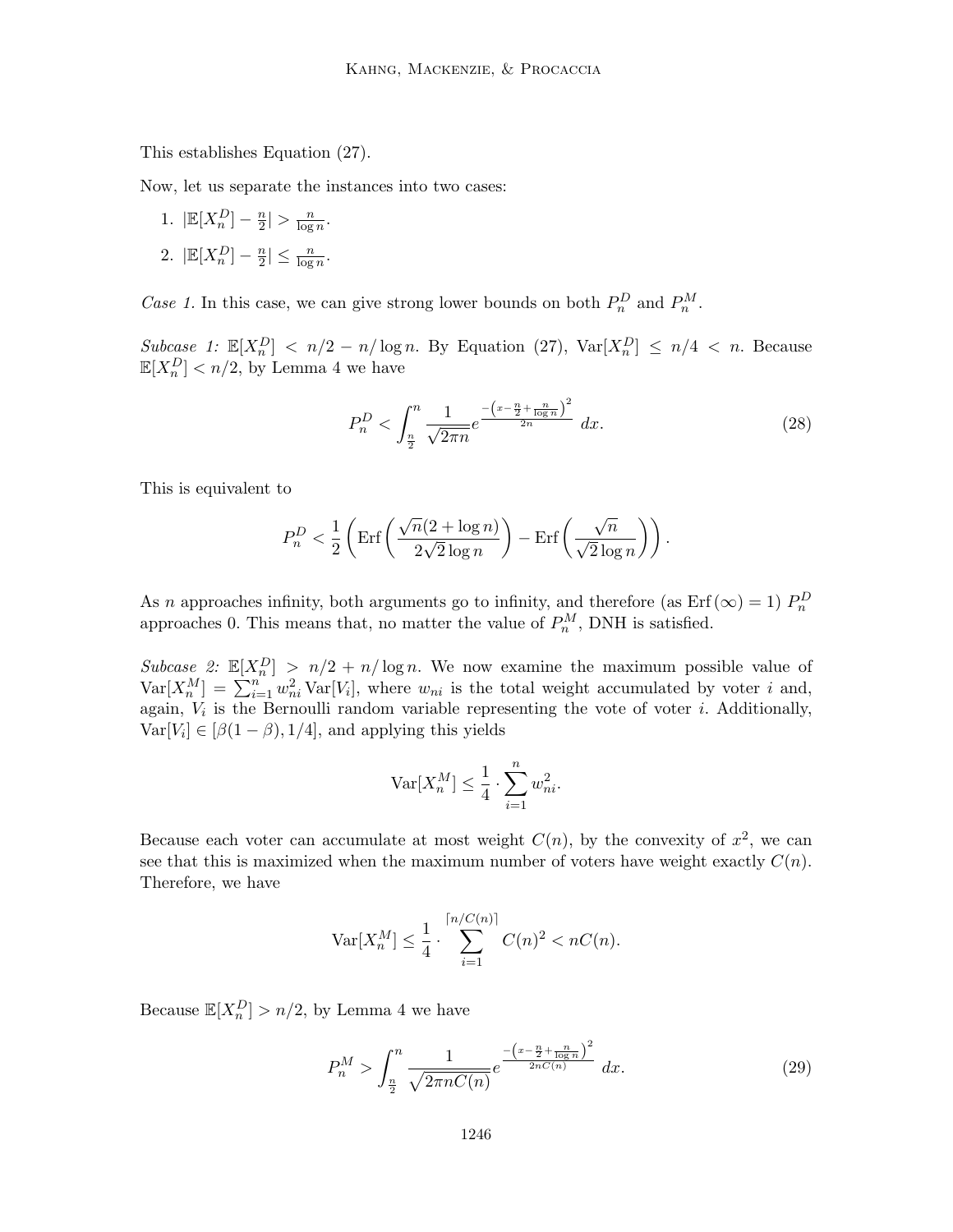This establishes Equation (27).

Now, let us separate the instances into two cases:

1. $|\mathbb{E}[X_n^D] - \frac{n}{2}| > \frac{n}{\log n}$.
2. $|\mathbb{E}[X_n^D] - \frac{n}{2}| \leq \frac{n}{\log n}$.

*Case 1.* In this case, we can give strong lower bounds on both $P_n^D$ and $P_n^M$.

*Subcase 1:* $\mathbb{E}[X_n^D] < n/2 - n/\log n$. By Equation (27), $\mathrm{Var}[X_n^D] \leq n/4 < n$. Because $\mathbb{E}[X_n^D] < n/2$, by Lemma 4 we have

$$P_n^D < \int_{\frac{n}{2}}^{n} \frac{1}{\sqrt{2\pi n}} e^{\frac{-\left(x - \frac{n}{2} + \frac{n}{\log n}\right)^2}{2n}} \, dx. \tag{28}$$

This is equivalent to

$$P_n^D < \frac{1}{2}\left(\mathrm{Erf}\left(\frac{\sqrt{n}(2+\log n)}{2\sqrt{2}\log n}\right) - \mathrm{Erf}\left(\frac{\sqrt{n}}{\sqrt{2}\log n}\right)\right).$$

As $n$ approaches infinity, both arguments go to infinity, and therefore (as $\mathrm{Erf}(\infty) = 1$) $P_n^D$ approaches 0. This means that, no matter the value of $P_n^M$, DNH is satisfied.

*Subcase 2:* $\mathbb{E}[X_n^D] > n/2 + n/\log n$. We now examine the maximum possible value of $\mathrm{Var}[X_n^M] = \sum_{i=1}^{n} w_{ni}^2 \mathrm{Var}[V_i]$, where $w_{ni}$ is the total weight accumulated by voter $i$ and, again, $V_i$ is the Bernoulli random variable representing the vote of voter $i$. Additionally, $\mathrm{Var}[V_i] \in [\beta(1-\beta), 1/4]$, and applying this yields

$$\mathrm{Var}[X_n^M] \leq \frac{1}{4} \cdot \sum_{i=1}^{n} w_{ni}^2.$$

Because each voter can accumulate at most weight $C(n)$, by the convexity of $x^2$, we can see that this is maximized when the maximum number of voters have weight exactly $C(n)$. Therefore, we have

$$\mathrm{Var}[X_n^M] \leq \frac{1}{4} \cdot \sum_{i=1}^{\lceil n/C(n) \rceil} C(n)^2 < nC(n).$$

Because $\mathbb{E}[X_n^D] > n/2$, by Lemma 4 we have

$$P_n^M > \int_{\frac{n}{2}}^{n} \frac{1}{\sqrt{2\pi n C(n)}} e^{\frac{-\left(x - \frac{n}{2} + \frac{n}{\log n}\right)^2}{2nC(n)}} \, dx. \tag{29}$$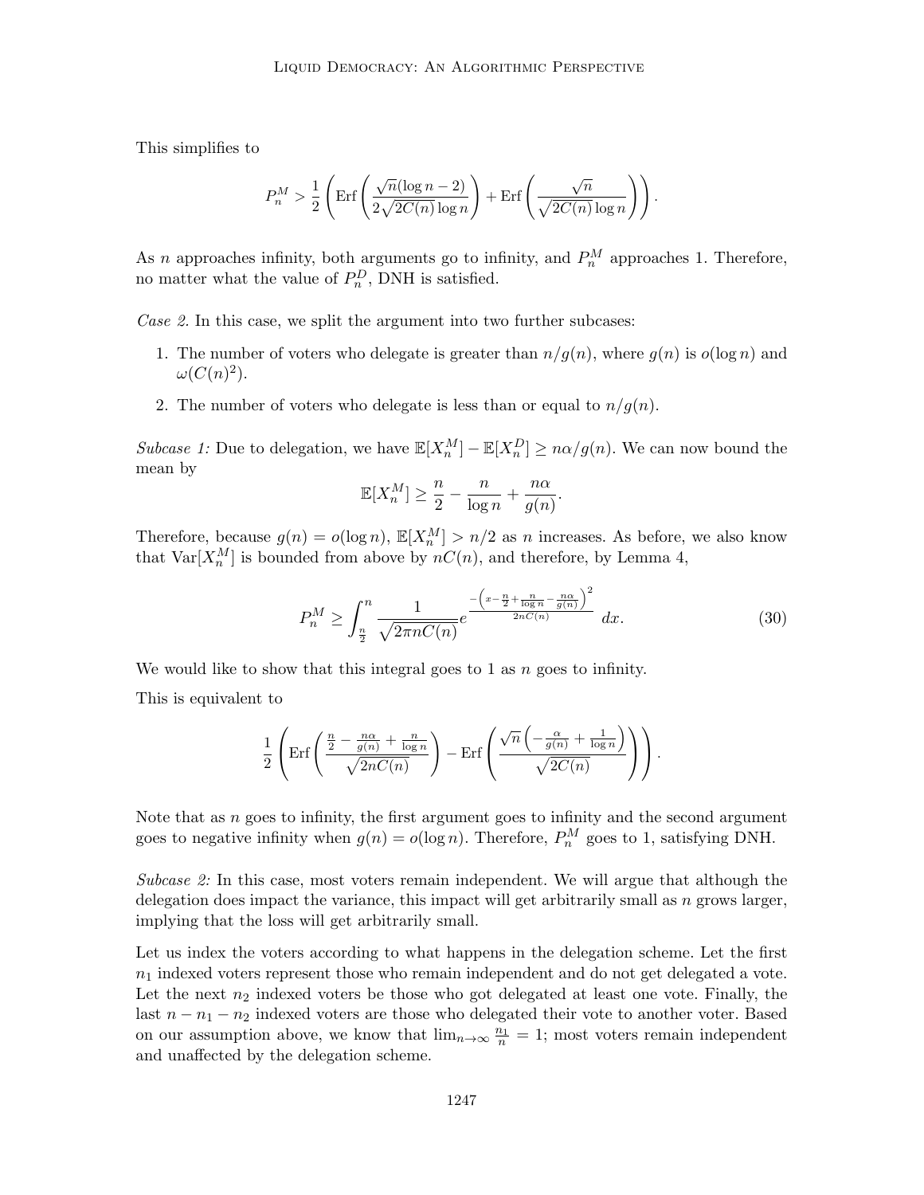This simplifies to

$$P_n^M > \frac{1}{2}\left(\text{Erf}\left(\frac{\sqrt{n}(\log n - 2)}{2\sqrt{2C(n)}\log n}\right) + \text{Erf}\left(\frac{\sqrt{n}}{\sqrt{2C(n)}\log n}\right)\right).$$

As $n$ approaches infinity, both arguments go to infinity, and $P_n^M$ approaches 1. Therefore, no matter what the value of $P_n^D$, DNH is satisfied.

*Case 2.* In this case, we split the argument into two further subcases:

1. The number of voters who delegate is greater than $n/g(n)$, where $g(n)$ is $o(\log n)$ and $\omega(C(n)^2)$.
2. The number of voters who delegate is less than or equal to $n/g(n)$.

*Subcase 1:* Due to delegation, we have $\mathbb{E}[X_n^M] - \mathbb{E}[X_n^D] \geq n\alpha/g(n)$. We can now bound the mean by

$$\mathbb{E}[X_n^M] \geq \frac{n}{2} - \frac{n}{\log n} + \frac{n\alpha}{g(n)}.$$

Therefore, because $g(n) = o(\log n)$, $\mathbb{E}[X_n^M] > n/2$ as $n$ increases. As before, we also know that $\text{Var}[X_n^M]$ is bounded from above by $nC(n)$, and therefore, by Lemma 4,

$$P_n^M \geq \int_{\frac{n}{2}}^{n} \frac{1}{\sqrt{2\pi n C(n)}} e^{\frac{-\left(x - \frac{n}{2} + \frac{n}{\log n} - \frac{n\alpha}{g(n)}\right)^2}{2nC(n)}}\, dx. \tag{30}$$

We would like to show that this integral goes to 1 as $n$ goes to infinity.

This is equivalent to

$$\frac{1}{2}\left(\text{Erf}\left(\frac{\frac{n}{2} - \frac{n\alpha}{g(n)} + \frac{n}{\log n}}{\sqrt{2nC(n)}}\right) - \text{Erf}\left(\frac{\sqrt{n}\left(-\frac{\alpha}{g(n)} + \frac{1}{\log n}\right)}{\sqrt{2C(n)}}\right)\right).$$

Note that as $n$ goes to infinity, the first argument goes to infinity and the second argument goes to negative infinity when $g(n) = o(\log n)$. Therefore, $P_n^M$ goes to 1, satisfying DNH.

*Subcase 2:* In this case, most voters remain independent. We will argue that although the delegation does impact the variance, this impact will get arbitrarily small as $n$ grows larger, implying that the loss will get arbitrarily small.

Let us index the voters according to what happens in the delegation scheme. Let the first $n_1$ indexed voters represent those who remain independent and do not get delegated a vote. Let the next $n_2$ indexed voters be those who got delegated at least one vote. Finally, the last $n - n_1 - n_2$ indexed voters are those who delegated their vote to another voter. Based on our assumption above, we know that $\lim_{n\to\infty} \frac{n_1}{n} = 1$; most voters remain independent and unaffected by the delegation scheme.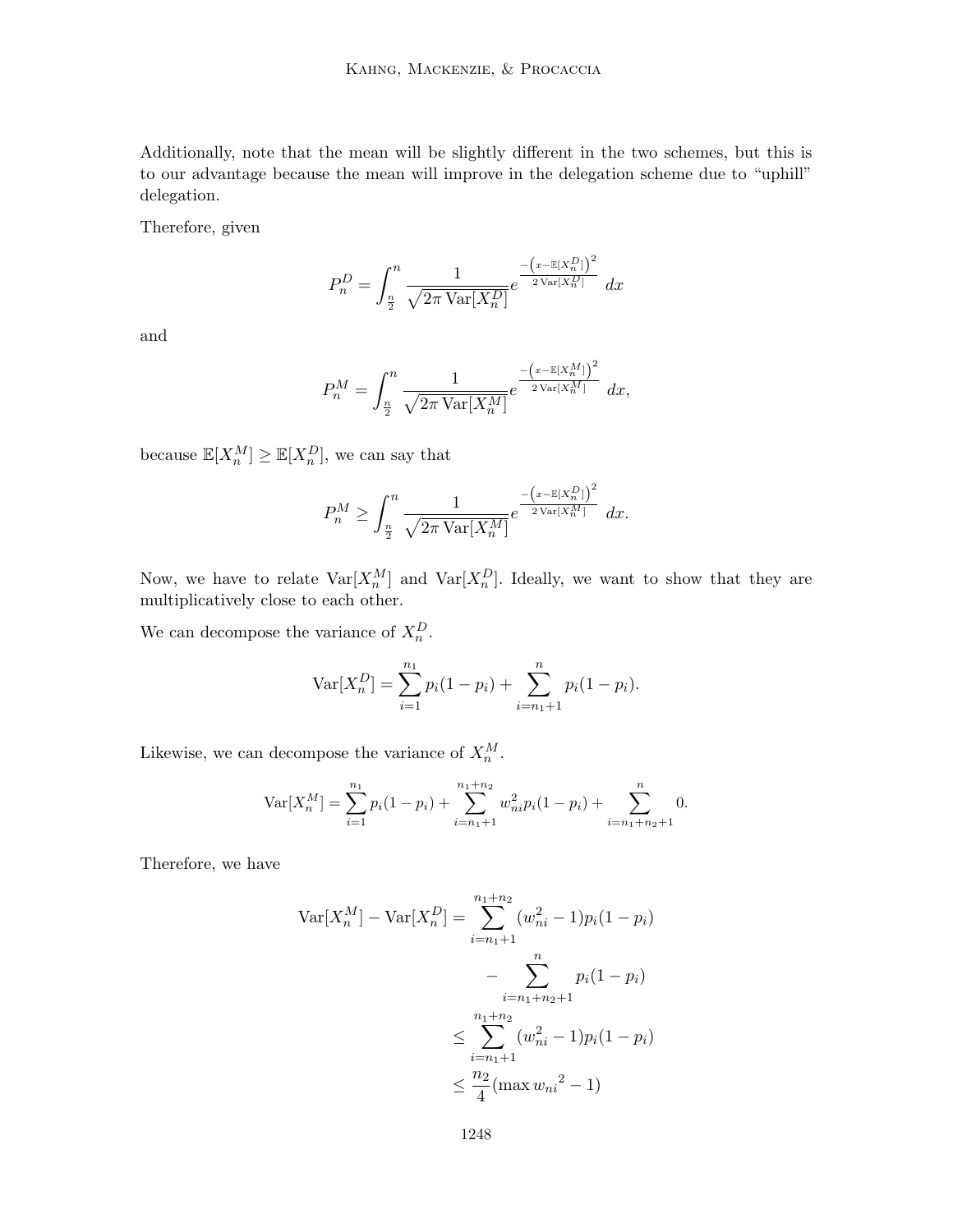Additionally, note that the mean will be slightly different in the two schemes, but this is to our advantage because the mean will improve in the delegation scheme due to "uphill" delegation.

Therefore, given

$$P_n^D = \int_{\frac{n}{2}}^{n} \frac{1}{\sqrt{2\pi \operatorname{Var}[X_n^D]}} e^{\frac{-\left(x - \mathbb{E}[X_n^D]\right)^2}{2\operatorname{Var}[X_n^D]}}\, dx$$

and

$$P_n^M = \int_{\frac{n}{2}}^{n} \frac{1}{\sqrt{2\pi \operatorname{Var}[X_n^M]}} e^{\frac{-\left(x - \mathbb{E}[X_n^M]\right)^2}{2\operatorname{Var}[X_n^M]}}\, dx,$$

because $\mathbb{E}[X_n^M] \geq \mathbb{E}[X_n^D]$, we can say that

$$P_n^M \geq \int_{\frac{n}{2}}^{n} \frac{1}{\sqrt{2\pi \operatorname{Var}[X_n^M]}} e^{\frac{-\left(x - \mathbb{E}[X_n^D]\right)^2}{2\operatorname{Var}[X_n^M]}}\, dx.$$

Now, we have to relate $\operatorname{Var}[X_n^M]$ and $\operatorname{Var}[X_n^D]$. Ideally, we want to show that they are multiplicatively close to each other.

We can decompose the variance of $X_n^D$.

$$\operatorname{Var}[X_n^D] = \sum_{i=1}^{n_1} p_i(1-p_i) + \sum_{i=n_1+1}^{n} p_i(1-p_i).$$

Likewise, we can decompose the variance of $X_n^M$.

$$\operatorname{Var}[X_n^M] = \sum_{i=1}^{n_1} p_i(1-p_i) + \sum_{i=n_1+1}^{n_1+n_2} w_{ni}^2 p_i(1-p_i) + \sum_{i=n_1+n_2+1}^{n} 0.$$

Therefore, we have

$$\begin{aligned}
\operatorname{Var}[X_n^M] - \operatorname{Var}[X_n^D] &= \sum_{i=n_1+1}^{n_1+n_2} (w_{ni}^2 - 1) p_i(1-p_i) \\
&\quad - \sum_{i=n_1+n_2+1}^{n} p_i(1-p_i) \\
&\leq \sum_{i=n_1+1}^{n_1+n_2} (w_{ni}^2 - 1) p_i(1-p_i) \\
&\leq \frac{n_2}{4}(\max {w_{ni}}^2 - 1)
\end{aligned}$$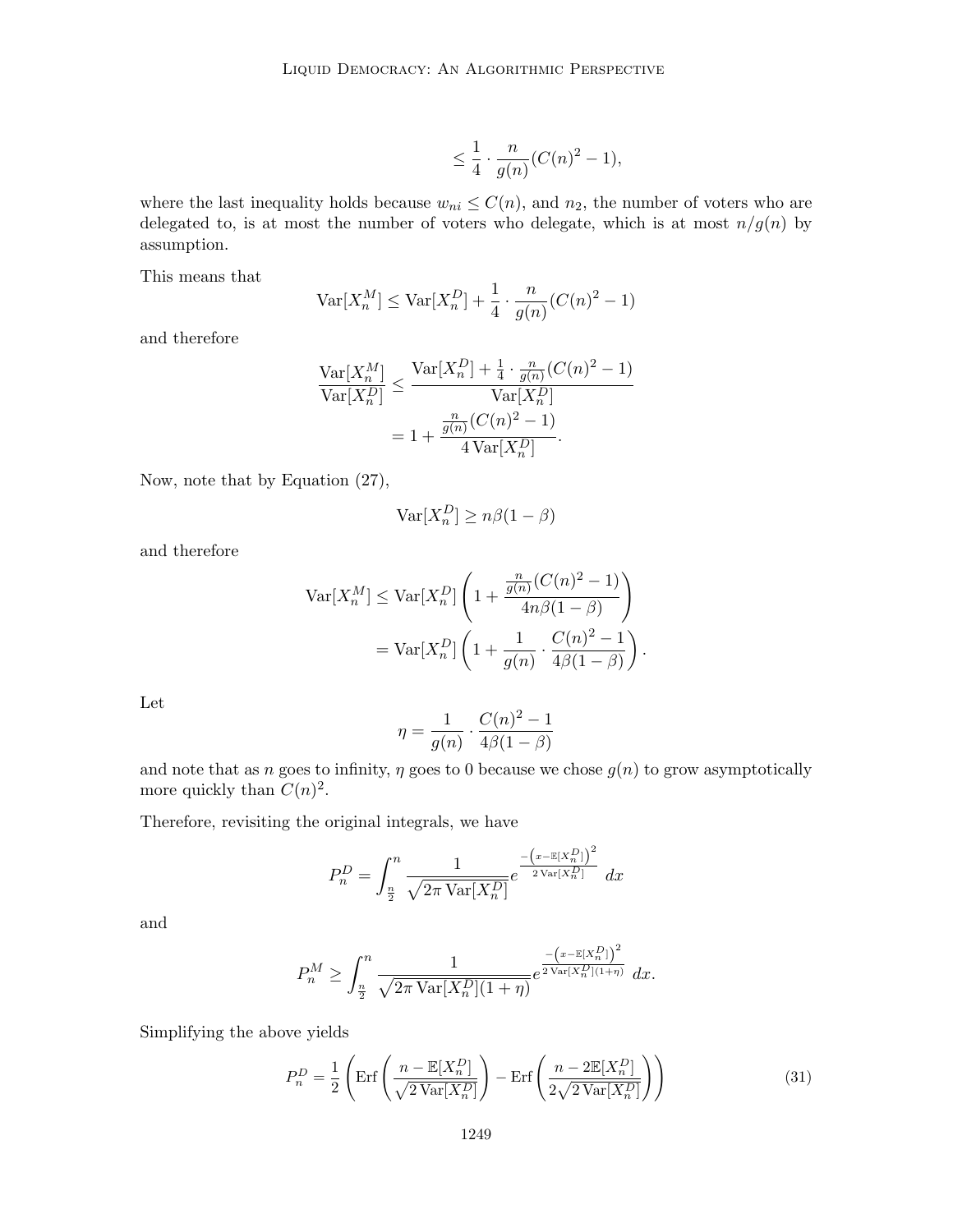$$\leq \frac{1}{4} \cdot \frac{n}{g(n)}(C(n)^2 - 1),$$

where the last inequality holds because $w_{ni} \leq C(n)$, and $n_2$, the number of voters who are delegated to, is at most the number of voters who delegate, which is at most $n/g(n)$ by assumption.

This means that

$$\mathrm{Var}[X_n^M] \leq \mathrm{Var}[X_n^D] + \frac{1}{4} \cdot \frac{n}{g(n)}(C(n)^2 - 1)$$

and therefore

$$\begin{aligned}
\frac{\mathrm{Var}[X_n^M]}{\mathrm{Var}[X_n^D]} &\leq \frac{\mathrm{Var}[X_n^D] + \frac{1}{4} \cdot \frac{n}{g(n)}(C(n)^2 - 1)}{\mathrm{Var}[X_n^D]} \\
&= 1 + \frac{\frac{n}{g(n)}(C(n)^2 - 1)}{4\,\mathrm{Var}[X_n^D]}.
\end{aligned}$$

Now, note that by Equation (27),

$$\mathrm{Var}[X_n^D] \geq n\beta(1-\beta)$$

and therefore

$$\begin{aligned}
\mathrm{Var}[X_n^M] &\leq \mathrm{Var}[X_n^D]\left(1 + \frac{\frac{n}{g(n)}(C(n)^2 - 1)}{4n\beta(1-\beta)}\right) \\
&= \mathrm{Var}[X_n^D]\left(1 + \frac{1}{g(n)} \cdot \frac{C(n)^2 - 1}{4\beta(1-\beta)}\right).
\end{aligned}$$

Let

$$\eta = \frac{1}{g(n)} \cdot \frac{C(n)^2 - 1}{4\beta(1-\beta)}$$

and note that as $n$ goes to infinity, $\eta$ goes to 0 because we chose $g(n)$ to grow asymptotically more quickly than $C(n)^2$.

Therefore, revisiting the original integrals, we have

$$P_n^D = \int_{\frac{n}{2}}^{n} \frac{1}{\sqrt{2\pi\,\mathrm{Var}[X_n^D]}} e^{\frac{-\left(x - \mathbb{E}[X_n^D]\right)^2}{2\,\mathrm{Var}[X_n^D]}}\ dx$$

and

$$P_n^M \geq \int_{\frac{n}{2}}^{n} \frac{1}{\sqrt{2\pi\,\mathrm{Var}[X_n^D](1+\eta)}} e^{\frac{-\left(x - \mathbb{E}[X_n^D]\right)^2}{2\,\mathrm{Var}[X_n^D](1+\eta)}}\ dx.$$

Simplifying the above yields

$$P_n^D = \frac{1}{2}\left(\mathrm{Erf}\left(\frac{n - \mathbb{E}[X_n^D]}{\sqrt{2\,\mathrm{Var}[X_n^D]}}\right) - \mathrm{Erf}\left(\frac{n - 2\mathbb{E}[X_n^D]}{2\sqrt{2\,\mathrm{Var}[X_n^D]}}\right)\right) \tag{31}$$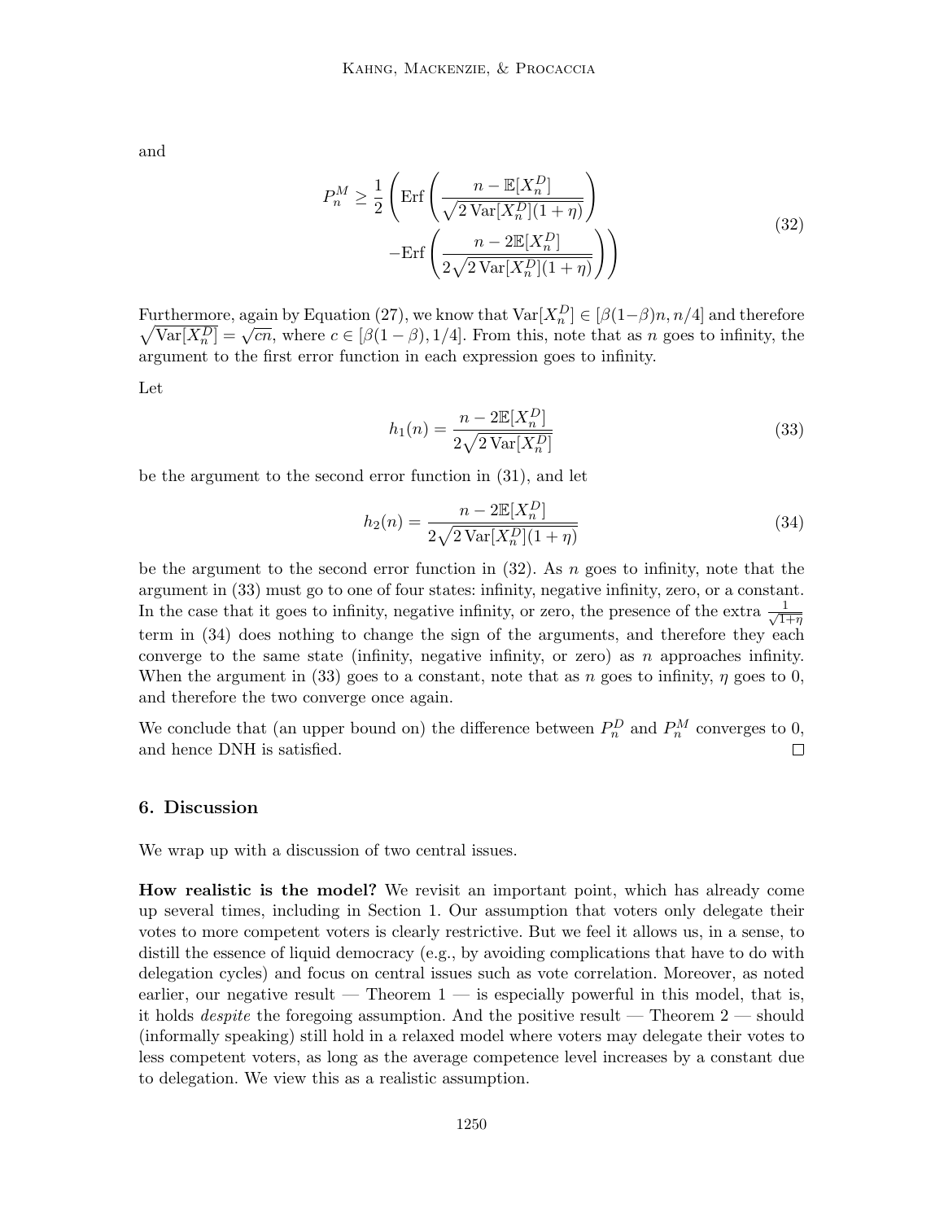and

$$
P_n^M \geq \frac{1}{2}\left(\operatorname{Erf}\left(\frac{n-\mathbb{E}[X_n^D]}{\sqrt{2\operatorname{Var}[X_n^D](1+\eta)}}\right) - \operatorname{Erf}\left(\frac{n-2\mathbb{E}[X_n^D]}{2\sqrt{2\operatorname{Var}[X_n^D](1+\eta)}}\right)\right) \tag{32}
$$

Furthermore, again by Equation (27), we know that $\operatorname{Var}[X_n^D] \in [\beta(1-\beta)n, n/4]$ and therefore $\sqrt{\operatorname{Var}[X_n^D]} = \sqrt{cn}$, where $c \in [\beta(1-\beta), 1/4]$. From this, note that as $n$ goes to infinity, the argument to the first error function in each expression goes to infinity.

Let

$$
h_1(n) = \frac{n-2\mathbb{E}[X_n^D]}{2\sqrt{2\operatorname{Var}[X_n^D]}} \tag{33}
$$

be the argument to the second error function in (31), and let

$$
h_2(n) = \frac{n-2\mathbb{E}[X_n^D]}{2\sqrt{2\operatorname{Var}[X_n^D](1+\eta)}} \tag{34}
$$

be the argument to the second error function in (32). As $n$ goes to infinity, note that the argument in (33) must go to one of four states: infinity, negative infinity, zero, or a constant. In the case that it goes to infinity, negative infinity, or zero, the presence of the extra $\frac{1}{\sqrt{1+\eta}}$ term in (34) does nothing to change the sign of the arguments, and therefore they each converge to the same state (infinity, negative infinity, or zero) as $n$ approaches infinity. When the argument in (33) goes to a constant, note that as $n$ goes to infinity, $\eta$ goes to 0, and therefore the two converge once again.

We conclude that (an upper bound on) the difference between $P_n^D$ and $P_n^M$ converges to 0, and hence DNH is satisfied. □

## 6. Discussion

We wrap up with a discussion of two central issues.

**How realistic is the model?** We revisit an important point, which has already come up several times, including in Section 1. Our assumption that voters only delegate their votes to more competent voters is clearly restrictive. But we feel it allows us, in a sense, to distill the essence of liquid democracy (e.g., by avoiding complications that have to do with delegation cycles) and focus on central issues such as vote correlation. Moreover, as noted earlier, our negative result — Theorem 1 — is especially powerful in this model, that is, it holds *despite* the foregoing assumption. And the positive result — Theorem 2 — should (informally speaking) still hold in a relaxed model where voters may delegate their votes to less competent voters, as long as the average competence level increases by a constant due to delegation. We view this as a realistic assumption.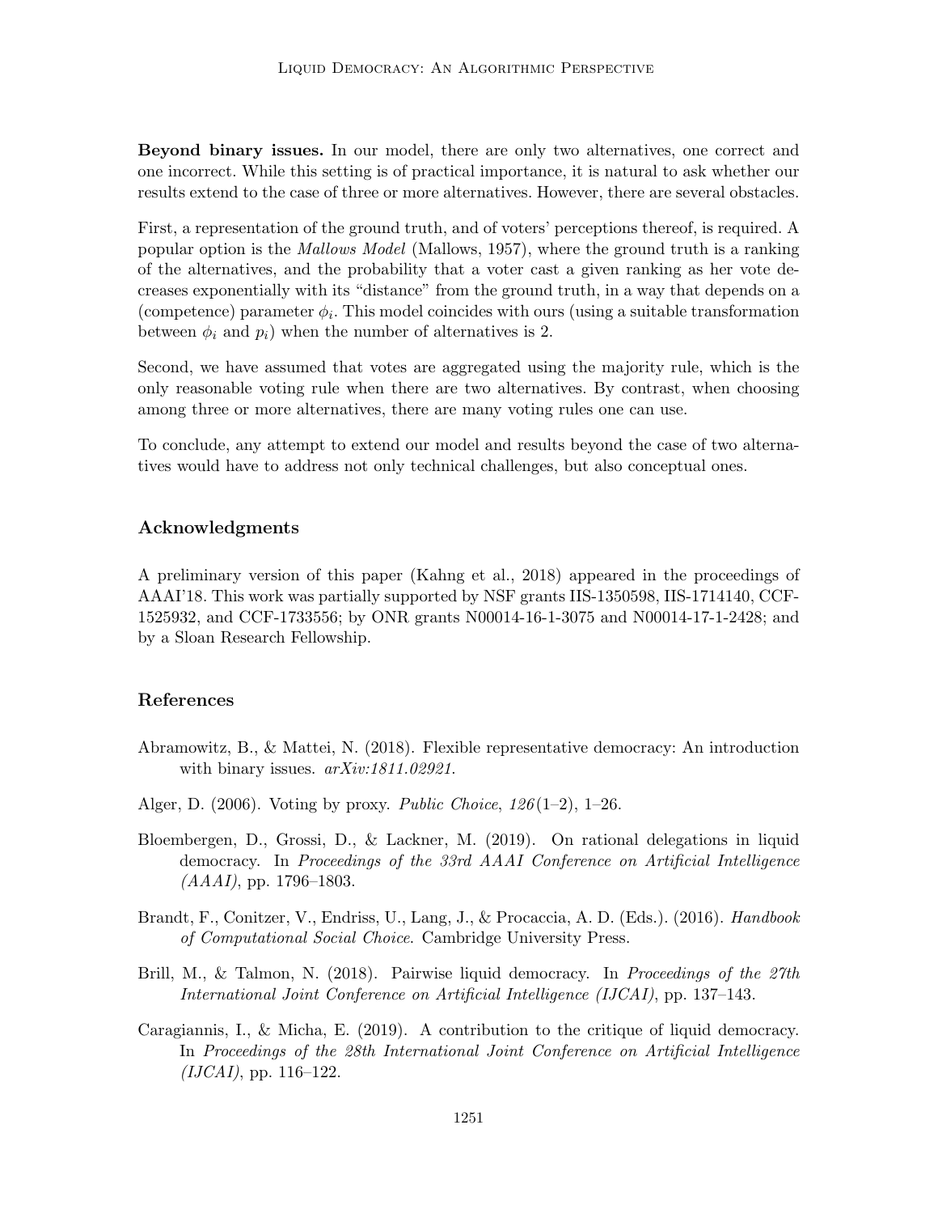**Beyond binary issues.** In our model, there are only two alternatives, one correct and one incorrect. While this setting is of practical importance, it is natural to ask whether our results extend to the case of three or more alternatives. However, there are several obstacles.

First, a representation of the ground truth, and of voters' perceptions thereof, is required. A popular option is the *Mallows Model* (Mallows, 1957), where the ground truth is a ranking of the alternatives, and the probability that a voter cast a given ranking as her vote decreases exponentially with its "distance" from the ground truth, in a way that depends on a (competence) parameter $\phi_i$. This model coincides with ours (using a suitable transformation between $\phi_i$ and $p_i$) when the number of alternatives is 2.

Second, we have assumed that votes are aggregated using the majority rule, which is the only reasonable voting rule when there are two alternatives. By contrast, when choosing among three or more alternatives, there are many voting rules one can use.

To conclude, any attempt to extend our model and results beyond the case of two alternatives would have to address not only technical challenges, but also conceptual ones.

## Acknowledgments

A preliminary version of this paper (Kahng et al., 2018) appeared in the proceedings of AAAI'18. This work was partially supported by NSF grants IIS-1350598, IIS-1714140, CCF-1525932, and CCF-1733556; by ONR grants N00014-16-1-3075 and N00014-17-1-2428; and by a Sloan Research Fellowship.

## References

Abramowitz, B., & Mattei, N. (2018). Flexible representative democracy: An introduction with binary issues. *arXiv:1811.02921*.

Alger, D. (2006). Voting by proxy. *Public Choice*, *126*(1–2), 1–26.

Bloembergen, D., Grossi, D., & Lackner, M. (2019). On rational delegations in liquid democracy. In *Proceedings of the 33rd AAAI Conference on Artificial Intelligence (AAAI)*, pp. 1796–1803.

Brandt, F., Conitzer, V., Endriss, U., Lang, J., & Procaccia, A. D. (Eds.). (2016). *Handbook of Computational Social Choice*. Cambridge University Press.

Brill, M., & Talmon, N. (2018). Pairwise liquid democracy. In *Proceedings of the 27th International Joint Conference on Artificial Intelligence (IJCAI)*, pp. 137–143.

Caragiannis, I., & Micha, E. (2019). A contribution to the critique of liquid democracy. In *Proceedings of the 28th International Joint Conference on Artificial Intelligence (IJCAI)*, pp. 116–122.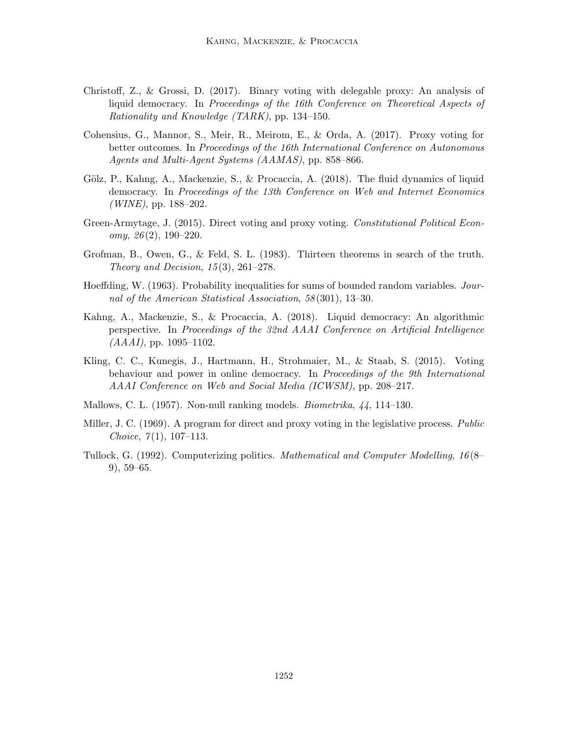Christoff, Z., & Grossi, D. (2017). Binary voting with delegable proxy: An analysis of liquid democracy. In *Proceedings of the 16th Conference on Theoretical Aspects of Rationality and Knowledge (TARK)*, pp. 134–150.

Cohensius, G., Mannor, S., Meir, R., Meirom, E., & Orda, A. (2017). Proxy voting for better outcomes. In *Proceedings of the 16th International Conference on Autonomous Agents and Multi-Agent Systems (AAMAS)*, pp. 858–866.

Gölz, P., Kahng, A., Mackenzie, S., & Procaccia, A. (2018). The fluid dynamics of liquid democracy. In *Proceedings of the 13th Conference on Web and Internet Economics (WINE)*, pp. 188–202.

Green-Armytage, J. (2015). Direct voting and proxy voting. *Constitutional Political Economy*, *26*(2), 190–220.

Grofman, B., Owen, G., & Feld, S. L. (1983). Thirteen theorems in search of the truth. *Theory and Decision*, *15*(3), 261–278.

Hoeffding, W. (1963). Probability inequalities for sums of bounded random variables. *Journal of the American Statistical Association*, *58*(301), 13–30.

Kahng, A., Mackenzie, S., & Procaccia, A. (2018). Liquid democracy: An algorithmic perspective. In *Proceedings of the 32nd AAAI Conference on Artificial Intelligence (AAAI)*, pp. 1095–1102.

Kling, C. C., Kunegis, J., Hartmann, H., Strohmaier, M., & Staab, S. (2015). Voting behaviour and power in online democracy. In *Proceedings of the 9th International AAAI Conference on Web and Social Media (ICWSM)*, pp. 208–217.

Mallows, C. L. (1957). Non-null ranking models. *Biometrika*, *44*, 114–130.

Miller, J. C. (1969). A program for direct and proxy voting in the legislative process. *Public Choice*, *7*(1), 107–113.

Tullock, G. (1992). Computerizing politics. *Mathematical and Computer Modelling*, *16*(8–9), 59–65.